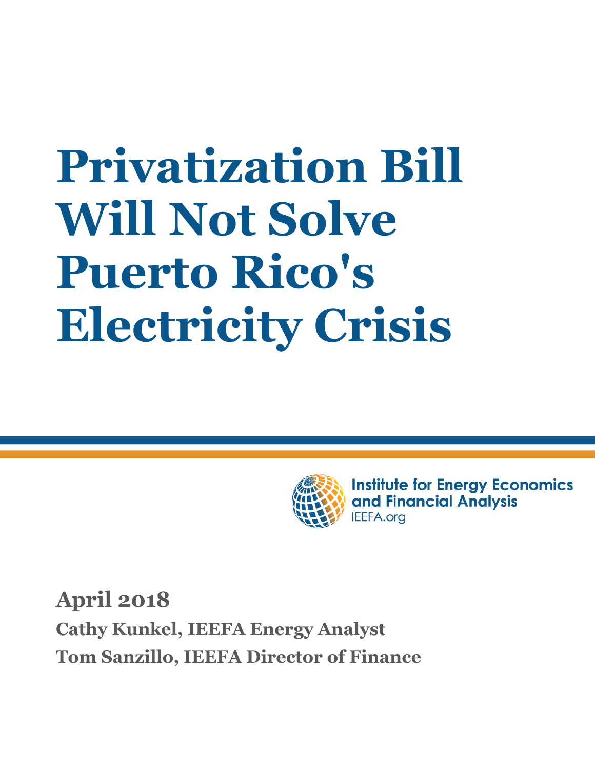# Privatization Bill Will Not Solve Puerto Rico's Electricity Crisis

Institute for Energy Economics and Financial Analysis
IEEFA.org

**April 2018**

**Cathy Kunkel, IEEFA Energy Analyst**

**Tom Sanzillo, IEEFA Director of Finance**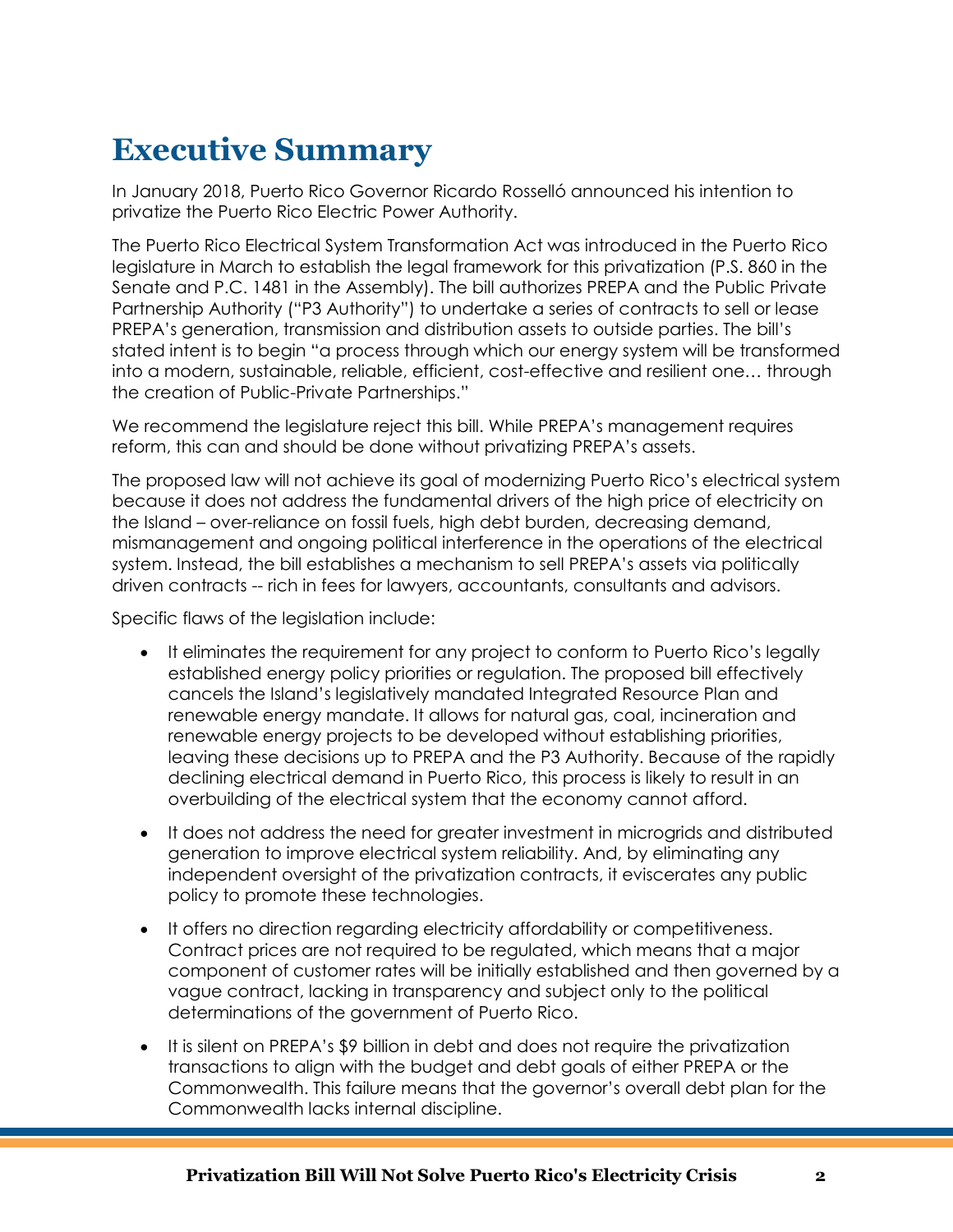# Executive Summary

In January 2018, Puerto Rico Governor Ricardo Rosselló announced his intention to privatize the Puerto Rico Electric Power Authority.

The Puerto Rico Electrical System Transformation Act was introduced in the Puerto Rico legislature in March to establish the legal framework for this privatization (P.S. 860 in the Senate and P.C. 1481 in the Assembly). The bill authorizes PREPA and the Public Private Partnership Authority ("P3 Authority") to undertake a series of contracts to sell or lease PREPA's generation, transmission and distribution assets to outside parties. The bill's stated intent is to begin "a process through which our energy system will be transformed into a modern, sustainable, reliable, efficient, cost-effective and resilient one… through the creation of Public-Private Partnerships."

We recommend the legislature reject this bill. While PREPA's management requires reform, this can and should be done without privatizing PREPA's assets.

The proposed law will not achieve its goal of modernizing Puerto Rico's electrical system because it does not address the fundamental drivers of the high price of electricity on the Island – over-reliance on fossil fuels, high debt burden, decreasing demand, mismanagement and ongoing political interference in the operations of the electrical system. Instead, the bill establishes a mechanism to sell PREPA's assets via politically driven contracts -- rich in fees for lawyers, accountants, consultants and advisors.

Specific flaws of the legislation include:

- It eliminates the requirement for any project to conform to Puerto Rico's legally established energy policy priorities or regulation. The proposed bill effectively cancels the Island's legislatively mandated Integrated Resource Plan and renewable energy mandate. It allows for natural gas, coal, incineration and renewable energy projects to be developed without establishing priorities, leaving these decisions up to PREPA and the P3 Authority. Because of the rapidly declining electrical demand in Puerto Rico, this process is likely to result in an overbuilding of the electrical system that the economy cannot afford.
- It does not address the need for greater investment in microgrids and distributed generation to improve electrical system reliability. And, by eliminating any independent oversight of the privatization contracts, it eviscerates any public policy to promote these technologies.
- It offers no direction regarding electricity affordability or competitiveness. Contract prices are not required to be regulated, which means that a major component of customer rates will be initially established and then governed by a vague contract, lacking in transparency and subject only to the political determinations of the government of Puerto Rico.
- It is silent on PREPA's $9 billion in debt and does not require the privatization transactions to align with the budget and debt goals of either PREPA or the Commonwealth. This failure means that the governor's overall debt plan for the Commonwealth lacks internal discipline.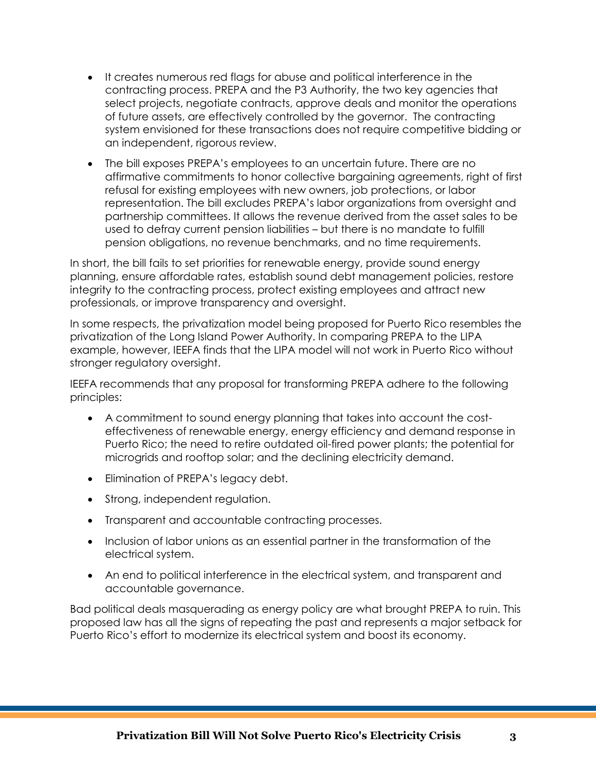- It creates numerous red flags for abuse and political interference in the contracting process. PREPA and the P3 Authority, the two key agencies that select projects, negotiate contracts, approve deals and monitor the operations of future assets, are effectively controlled by the governor. The contracting system envisioned for these transactions does not require competitive bidding or an independent, rigorous review.
- The bill exposes PREPA's employees to an uncertain future. There are no affirmative commitments to honor collective bargaining agreements, right of first refusal for existing employees with new owners, job protections, or labor representation. The bill excludes PREPA's labor organizations from oversight and partnership committees. It allows the revenue derived from the asset sales to be used to defray current pension liabilities – but there is no mandate to fulfill pension obligations, no revenue benchmarks, and no time requirements.

In short, the bill fails to set priorities for renewable energy, provide sound energy planning, ensure affordable rates, establish sound debt management policies, restore integrity to the contracting process, protect existing employees and attract new professionals, or improve transparency and oversight.

In some respects, the privatization model being proposed for Puerto Rico resembles the privatization of the Long Island Power Authority. In comparing PREPA to the LIPA example, however, IEEFA finds that the LIPA model will not work in Puerto Rico without stronger regulatory oversight.

IEEFA recommends that any proposal for transforming PREPA adhere to the following principles:

- A commitment to sound energy planning that takes into account the cost-effectiveness of renewable energy, energy efficiency and demand response in Puerto Rico; the need to retire outdated oil-fired power plants; the potential for microgrids and rooftop solar; and the declining electricity demand.
- Elimination of PREPA's legacy debt.
- Strong, independent regulation.
- Transparent and accountable contracting processes.
- Inclusion of labor unions as an essential partner in the transformation of the electrical system.
- An end to political interference in the electrical system, and transparent and accountable governance.

Bad political deals masquerading as energy policy are what brought PREPA to ruin. This proposed law has all the signs of repeating the past and represents a major setback for Puerto Rico's effort to modernize its electrical system and boost its economy.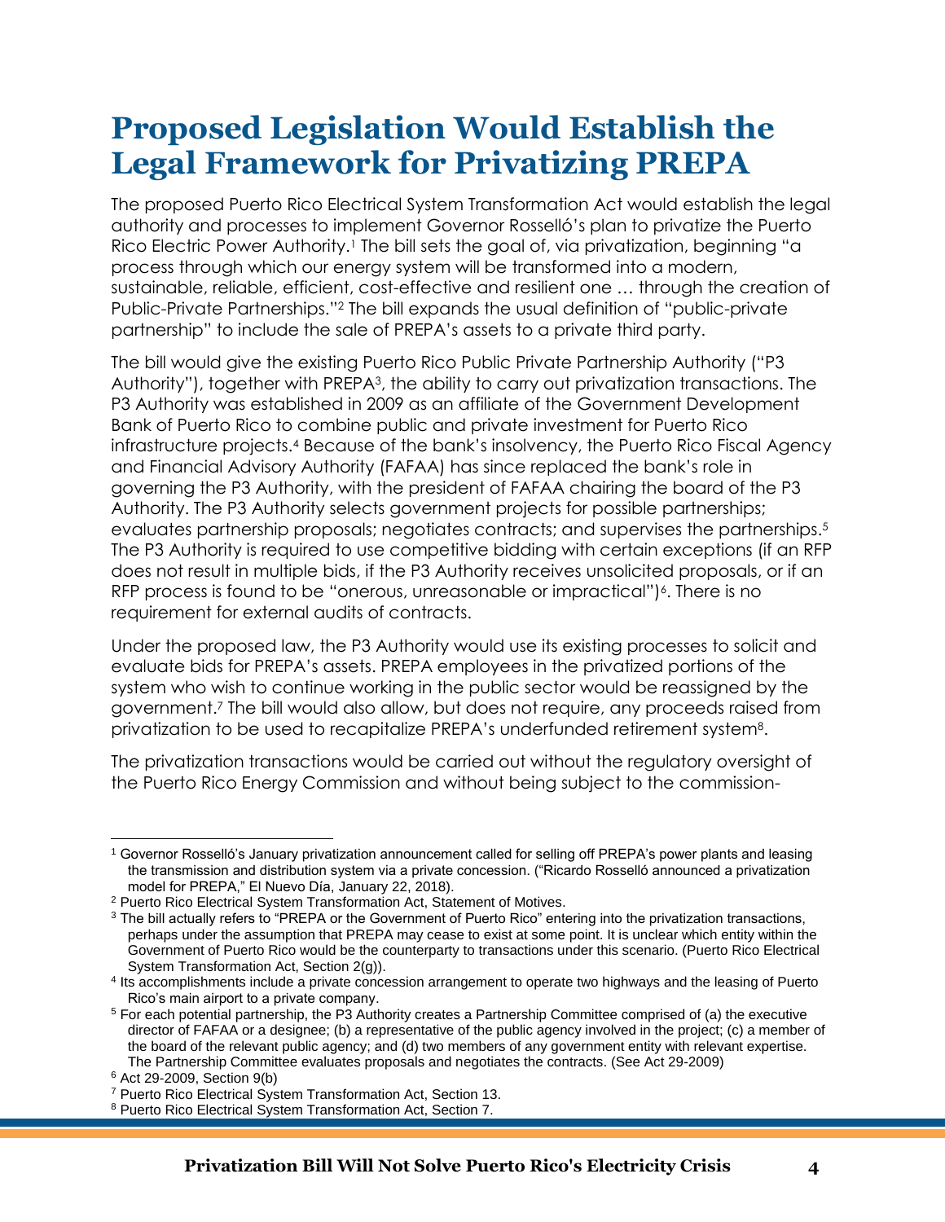# Proposed Legislation Would Establish the Legal Framework for Privatizing PREPA

The proposed Puerto Rico Electrical System Transformation Act would establish the legal authority and processes to implement Governor Rosselló's plan to privatize the Puerto Rico Electric Power Authority.[1] The bill sets the goal of, via privatization, beginning "a process through which our energy system will be transformed into a modern, sustainable, reliable, efficient, cost-effective and resilient one … through the creation of Public-Private Partnerships."[2] The bill expands the usual definition of "public-private partnership" to include the sale of PREPA's assets to a private third party.

The bill would give the existing Puerto Rico Public Private Partnership Authority ("P3 Authority"), together with PREPA[3], the ability to carry out privatization transactions. The P3 Authority was established in 2009 as an affiliate of the Government Development Bank of Puerto Rico to combine public and private investment for Puerto Rico infrastructure projects.[4] Because of the bank's insolvency, the Puerto Rico Fiscal Agency and Financial Advisory Authority (FAFAA) has since replaced the bank's role in governing the P3 Authority, with the president of FAFAA chairing the board of the P3 Authority. The P3 Authority selects government projects for possible partnerships; evaluates partnership proposals; negotiates contracts; and supervises the partnerships.[5] The P3 Authority is required to use competitive bidding with certain exceptions (if an RFP does not result in multiple bids, if the P3 Authority receives unsolicited proposals, or if an RFP process is found to be "onerous, unreasonable or impractical")[6]. There is no requirement for external audits of contracts.

Under the proposed law, the P3 Authority would use its existing processes to solicit and evaluate bids for PREPA's assets. PREPA employees in the privatized portions of the system who wish to continue working in the public sector would be reassigned by the government.[7] The bill would also allow, but does not require, any proceeds raised from privatization to be used to recapitalize PREPA's underfunded retirement system[8].

The privatization transactions would be carried out without the regulatory oversight of the Puerto Rico Energy Commission and without being subject to the commission-

---

[1] Governor Rosselló's January privatization announcement called for selling off PREPA's power plants and leasing the transmission and distribution system via a private concession. ("Ricardo Rosselló announced a privatization model for PREPA," El Nuevo Día, January 22, 2018).

[2] Puerto Rico Electrical System Transformation Act, Statement of Motives.

[3] The bill actually refers to "PREPA or the Government of Puerto Rico" entering into the privatization transactions, perhaps under the assumption that PREPA may cease to exist at some point. It is unclear which entity within the Government of Puerto Rico would be the counterparty to transactions under this scenario. (Puerto Rico Electrical System Transformation Act, Section 2(g)).

[4] Its accomplishments include a private concession arrangement to operate two highways and the leasing of Puerto Rico's main airport to a private company.

[5] For each potential partnership, the P3 Authority creates a Partnership Committee comprised of (a) the executive director of FAFAA or a designee; (b) a representative of the public agency involved in the project; (c) a member of the board of the relevant public agency; and (d) two members of any government entity with relevant expertise. The Partnership Committee evaluates proposals and negotiates the contracts. (See Act 29-2009)

[6] Act 29-2009, Section 9(b)

[7] Puerto Rico Electrical System Transformation Act, Section 13.

[8] Puerto Rico Electrical System Transformation Act, Section 7.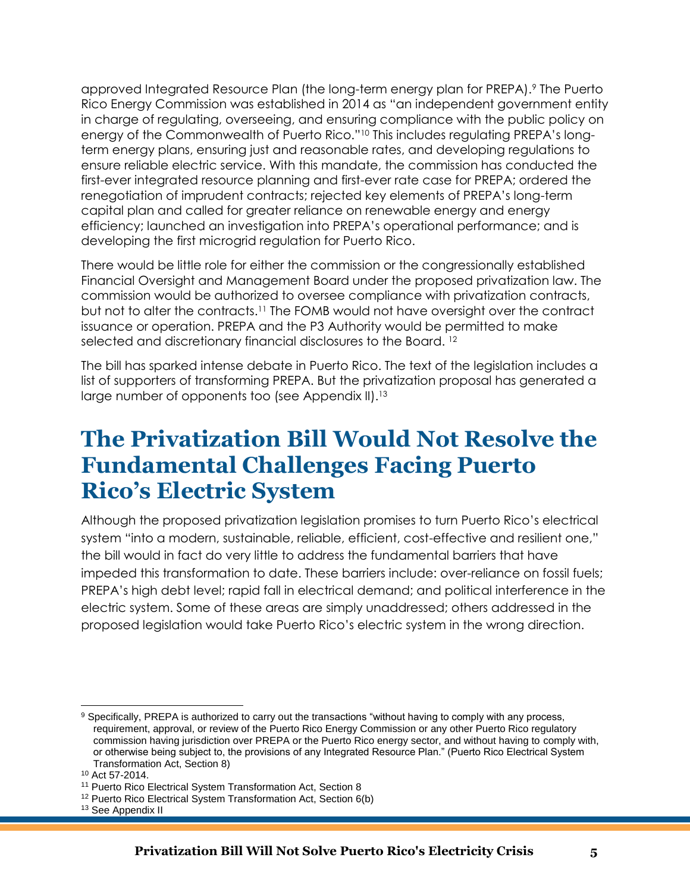approved Integrated Resource Plan (the long-term energy plan for PREPA).[9] The Puerto Rico Energy Commission was established in 2014 as "an independent government entity in charge of regulating, overseeing, and ensuring compliance with the public policy on energy of the Commonwealth of Puerto Rico."[10] This includes regulating PREPA's long-term energy plans, ensuring just and reasonable rates, and developing regulations to ensure reliable electric service. With this mandate, the commission has conducted the first-ever integrated resource planning and first-ever rate case for PREPA; ordered the renegotiation of imprudent contracts; rejected key elements of PREPA's long-term capital plan and called for greater reliance on renewable energy and energy efficiency; launched an investigation into PREPA's operational performance; and is developing the first microgrid regulation for Puerto Rico.

There would be little role for either the commission or the congressionally established Financial Oversight and Management Board under the proposed privatization law. The commission would be authorized to oversee compliance with privatization contracts, but not to alter the contracts.[11] The FOMB would not have oversight over the contract issuance or operation. PREPA and the P3 Authority would be permitted to make selected and discretionary financial disclosures to the Board. [12]

The bill has sparked intense debate in Puerto Rico. The text of the legislation includes a list of supporters of transforming PREPA. But the privatization proposal has generated a large number of opponents too (see Appendix II).[13]

## The Privatization Bill Would Not Resolve the Fundamental Challenges Facing Puerto Rico's Electric System

Although the proposed privatization legislation promises to turn Puerto Rico's electrical system "into a modern, sustainable, reliable, efficient, cost-effective and resilient one," the bill would in fact do very little to address the fundamental barriers that have impeded this transformation to date. These barriers include: over-reliance on fossil fuels; PREPA's high debt level; rapid fall in electrical demand; and political interference in the electric system. Some of these areas are simply unaddressed; others addressed in the proposed legislation would take Puerto Rico's electric system in the wrong direction.

---

[9] Specifically, PREPA is authorized to carry out the transactions "without having to comply with any process, requirement, approval, or review of the Puerto Rico Energy Commission or any other Puerto Rico regulatory commission having jurisdiction over PREPA or the Puerto Rico energy sector, and without having to comply with, or otherwise being subject to, the provisions of any Integrated Resource Plan." (Puerto Rico Electrical System Transformation Act, Section 8)

[10] Act 57-2014.

[11] Puerto Rico Electrical System Transformation Act, Section 8

[12] Puerto Rico Electrical System Transformation Act, Section 6(b)

[13] See Appendix II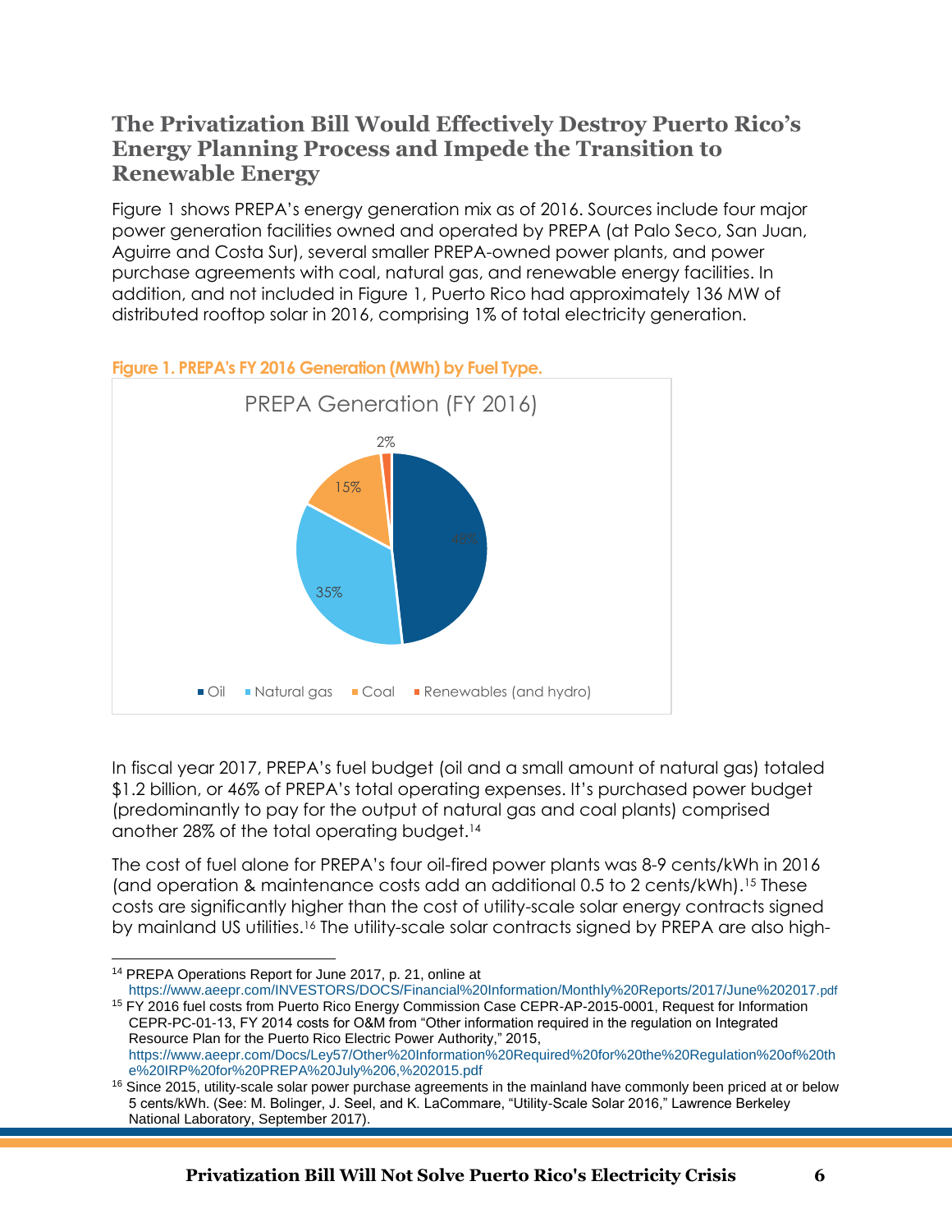## The Privatization Bill Would Effectively Destroy Puerto Rico's Energy Planning Process and Impede the Transition to Renewable Energy

Figure 1 shows PREPA's energy generation mix as of 2016. Sources include four major power generation facilities owned and operated by PREPA (at Palo Seco, San Juan, Aguirre and Costa Sur), several smaller PREPA-owned power plants, and power purchase agreements with coal, natural gas, and renewable energy facilities. In addition, and not included in Figure 1, Puerto Rico had approximately 136 MW of distributed rooftop solar in 2016, comprising 1% of total electricity generation.

**Figure 1. PREPA's FY 2016 Generation (MWh) by Fuel Type.**

PREPA Generation (FY 2016)

2%
15%
48%
35%

Oil · Natural gas · Coal · Renewables (and hydro)

In fiscal year 2017, PREPA's fuel budget (oil and a small amount of natural gas) totaled $1.2 billion, or 46% of PREPA's total operating expenses. It's purchased power budget (predominantly to pay for the output of natural gas and coal plants) comprised another 28% of the total operating budget.[14]

The cost of fuel alone for PREPA's four oil-fired power plants was 8-9 cents/kWh in 2016 (and operation & maintenance costs add an additional 0.5 to 2 cents/kWh).[15] These costs are significantly higher than the cost of utility-scale solar energy contracts signed by mainland US utilities.[16] The utility-scale solar contracts signed by PREPA are also high-

[14] PREPA Operations Report for June 2017, p. 21, online at https://www.aeepr.com/INVESTORS/DOCS/Financial%20Information/Monthly%20Reports/2017/June%202017.pdf

[15] FY 2016 fuel costs from Puerto Rico Energy Commission Case CEPR-AP-2015-0001, Request for Information CEPR-PC-01-13, FY 2014 costs for O&M from "Other information required in the regulation on Integrated Resource Plan for the Puerto Rico Electric Power Authority," 2015, https://www.aeepr.com/Docs/Ley57/Other%20Information%20Required%20for%20the%20Regulation%20of%20the%20IRP%20for%20PREPA%20July%206,%202015.pdf

[16] Since 2015, utility-scale solar power purchase agreements in the mainland have commonly been priced at or below 5 cents/kWh. (See: M. Bolinger, J. Seel, and K. LaCommare, "Utility-Scale Solar 2016," Lawrence Berkeley National Laboratory, September 2017).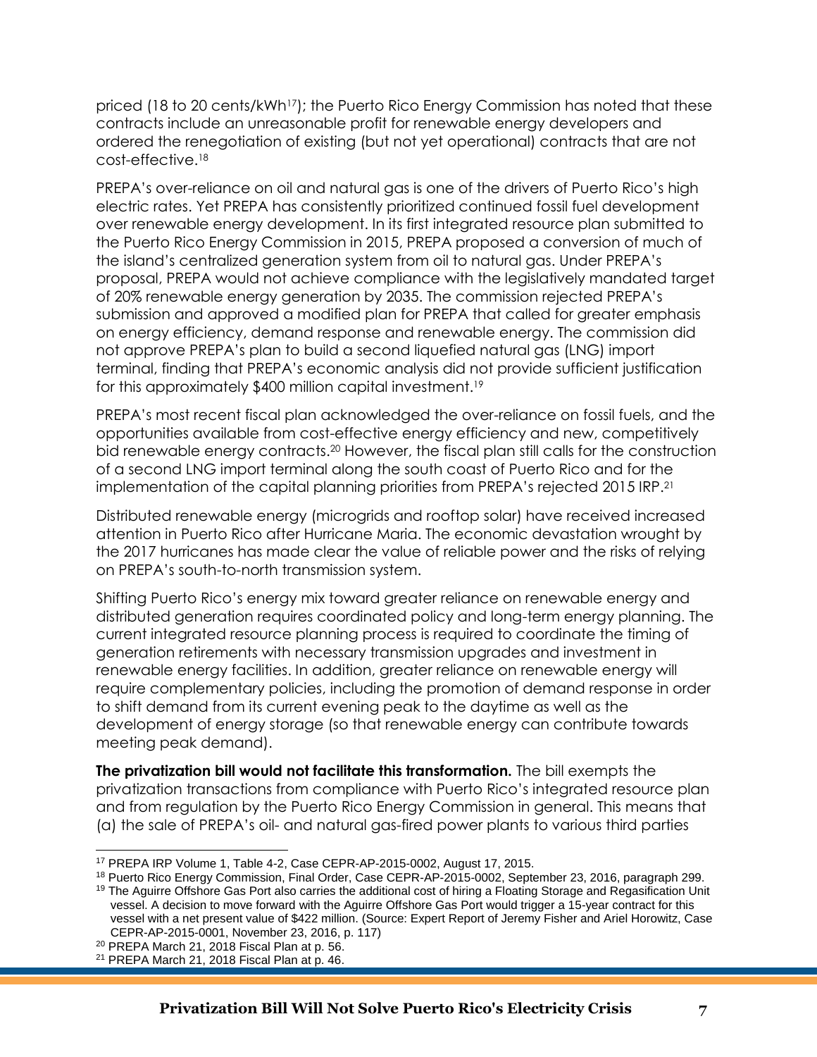priced (18 to 20 cents/kWh[17]); the Puerto Rico Energy Commission has noted that these contracts include an unreasonable profit for renewable energy developers and ordered the renegotiation of existing (but not yet operational) contracts that are not cost-effective.[18]

PREPA's over-reliance on oil and natural gas is one of the drivers of Puerto Rico's high electric rates. Yet PREPA has consistently prioritized continued fossil fuel development over renewable energy development. In its first integrated resource plan submitted to the Puerto Rico Energy Commission in 2015, PREPA proposed a conversion of much of the island's centralized generation system from oil to natural gas. Under PREPA's proposal, PREPA would not achieve compliance with the legislatively mandated target of 20% renewable energy generation by 2035. The commission rejected PREPA's submission and approved a modified plan for PREPA that called for greater emphasis on energy efficiency, demand response and renewable energy. The commission did not approve PREPA's plan to build a second liquefied natural gas (LNG) import terminal, finding that PREPA's economic analysis did not provide sufficient justification for this approximately $400 million capital investment.[19]

PREPA's most recent fiscal plan acknowledged the over-reliance on fossil fuels, and the opportunities available from cost-effective energy efficiency and new, competitively bid renewable energy contracts.[20] However, the fiscal plan still calls for the construction of a second LNG import terminal along the south coast of Puerto Rico and for the implementation of the capital planning priorities from PREPA's rejected 2015 IRP.[21]

Distributed renewable energy (microgrids and rooftop solar) have received increased attention in Puerto Rico after Hurricane Maria. The economic devastation wrought by the 2017 hurricanes has made clear the value of reliable power and the risks of relying on PREPA's south-to-north transmission system.

Shifting Puerto Rico's energy mix toward greater reliance on renewable energy and distributed generation requires coordinated policy and long-term energy planning. The current integrated resource planning process is required to coordinate the timing of generation retirements with necessary transmission upgrades and investment in renewable energy facilities. In addition, greater reliance on renewable energy will require complementary policies, including the promotion of demand response in order to shift demand from its current evening peak to the daytime as well as the development of energy storage (so that renewable energy can contribute towards meeting peak demand).

**The privatization bill would not facilitate this transformation.** The bill exempts the privatization transactions from compliance with Puerto Rico's integrated resource plan and from regulation by the Puerto Rico Energy Commission in general. This means that (a) the sale of PREPA's oil- and natural gas-fired power plants to various third parties

---

[17] PREPA IRP Volume 1, Table 4-2, Case CEPR-AP-2015-0002, August 17, 2015.

[18] Puerto Rico Energy Commission, Final Order, Case CEPR-AP-2015-0002, September 23, 2016, paragraph 299.

[19] The Aguirre Offshore Gas Port also carries the additional cost of hiring a Floating Storage and Regasification Unit vessel. A decision to move forward with the Aguirre Offshore Gas Port would trigger a 15-year contract for this vessel with a net present value of $422 million. (Source: Expert Report of Jeremy Fisher and Ariel Horowitz, Case CEPR-AP-2015-0001, November 23, 2016, p. 117)

[20] PREPA March 21, 2018 Fiscal Plan at p. 56.

[21] PREPA March 21, 2018 Fiscal Plan at p. 46.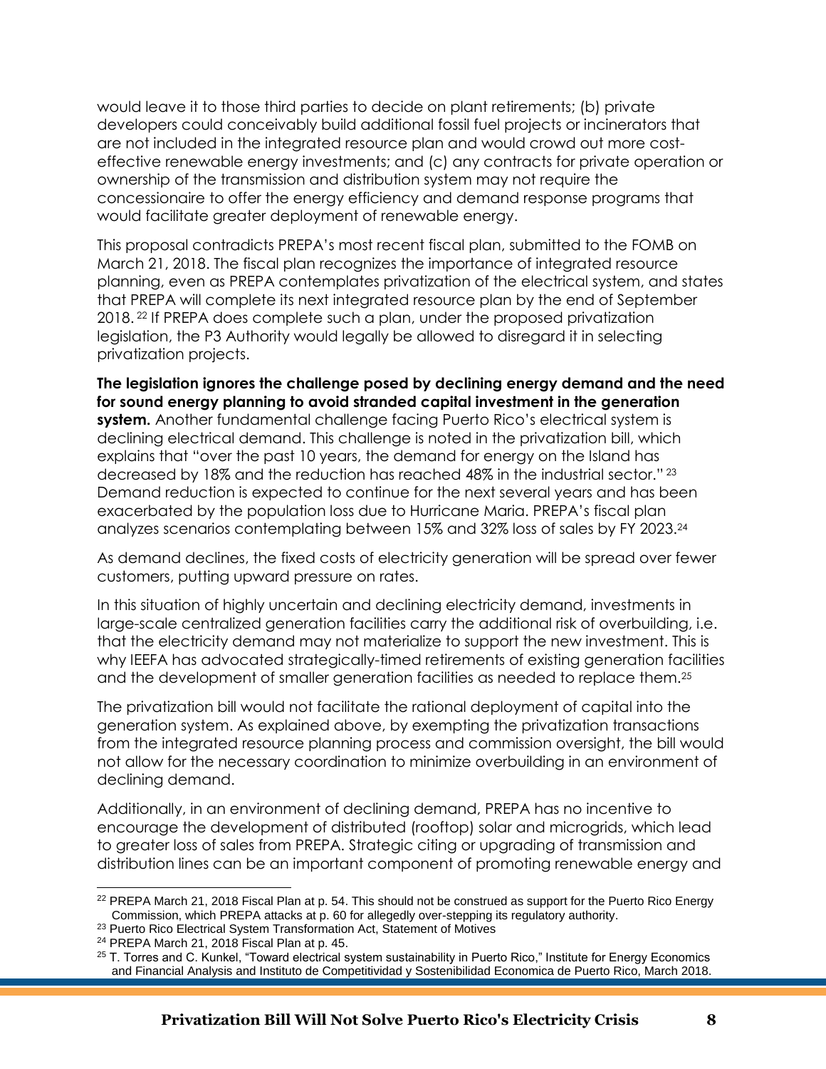would leave it to those third parties to decide on plant retirements; (b) private developers could conceivably build additional fossil fuel projects or incinerators that are not included in the integrated resource plan and would crowd out more cost-effective renewable energy investments; and (c) any contracts for private operation or ownership of the transmission and distribution system may not require the concessionaire to offer the energy efficiency and demand response programs that would facilitate greater deployment of renewable energy.

This proposal contradicts PREPA's most recent fiscal plan, submitted to the FOMB on March 21, 2018. The fiscal plan recognizes the importance of integrated resource planning, even as PREPA contemplates privatization of the electrical system, and states that PREPA will complete its next integrated resource plan by the end of September 2018. [22] If PREPA does complete such a plan, under the proposed privatization legislation, the P3 Authority would legally be allowed to disregard it in selecting privatization projects.

**The legislation ignores the challenge posed by declining energy demand and the need for sound energy planning to avoid stranded capital investment in the generation system.** Another fundamental challenge facing Puerto Rico's electrical system is declining electrical demand. This challenge is noted in the privatization bill, which explains that "over the past 10 years, the demand for energy on the Island has decreased by 18% and the reduction has reached 48% in the industrial sector." [23] Demand reduction is expected to continue for the next several years and has been exacerbated by the population loss due to Hurricane Maria. PREPA's fiscal plan analyzes scenarios contemplating between 15% and 32% loss of sales by FY 2023.[24]

As demand declines, the fixed costs of electricity generation will be spread over fewer customers, putting upward pressure on rates.

In this situation of highly uncertain and declining electricity demand, investments in large-scale centralized generation facilities carry the additional risk of overbuilding, i.e. that the electricity demand may not materialize to support the new investment. This is why IEEFA has advocated strategically-timed retirements of existing generation facilities and the development of smaller generation facilities as needed to replace them.[25]

The privatization bill would not facilitate the rational deployment of capital into the generation system. As explained above, by exempting the privatization transactions from the integrated resource planning process and commission oversight, the bill would not allow for the necessary coordination to minimize overbuilding in an environment of declining demand.

Additionally, in an environment of declining demand, PREPA has no incentive to encourage the development of distributed (rooftop) solar and microgrids, which lead to greater loss of sales from PREPA. Strategic citing or upgrading of transmission and distribution lines can be an important component of promoting renewable energy and

---

[22] PREPA March 21, 2018 Fiscal Plan at p. 54. This should not be construed as support for the Puerto Rico Energy Commission, which PREPA attacks at p. 60 for allegedly over-stepping its regulatory authority.

[23] Puerto Rico Electrical System Transformation Act, Statement of Motives

[24] PREPA March 21, 2018 Fiscal Plan at p. 45.

[25] T. Torres and C. Kunkel, "Toward electrical system sustainability in Puerto Rico," Institute for Energy Economics and Financial Analysis and Instituto de Competitividad y Sostenibilidad Economica de Puerto Rico, March 2018.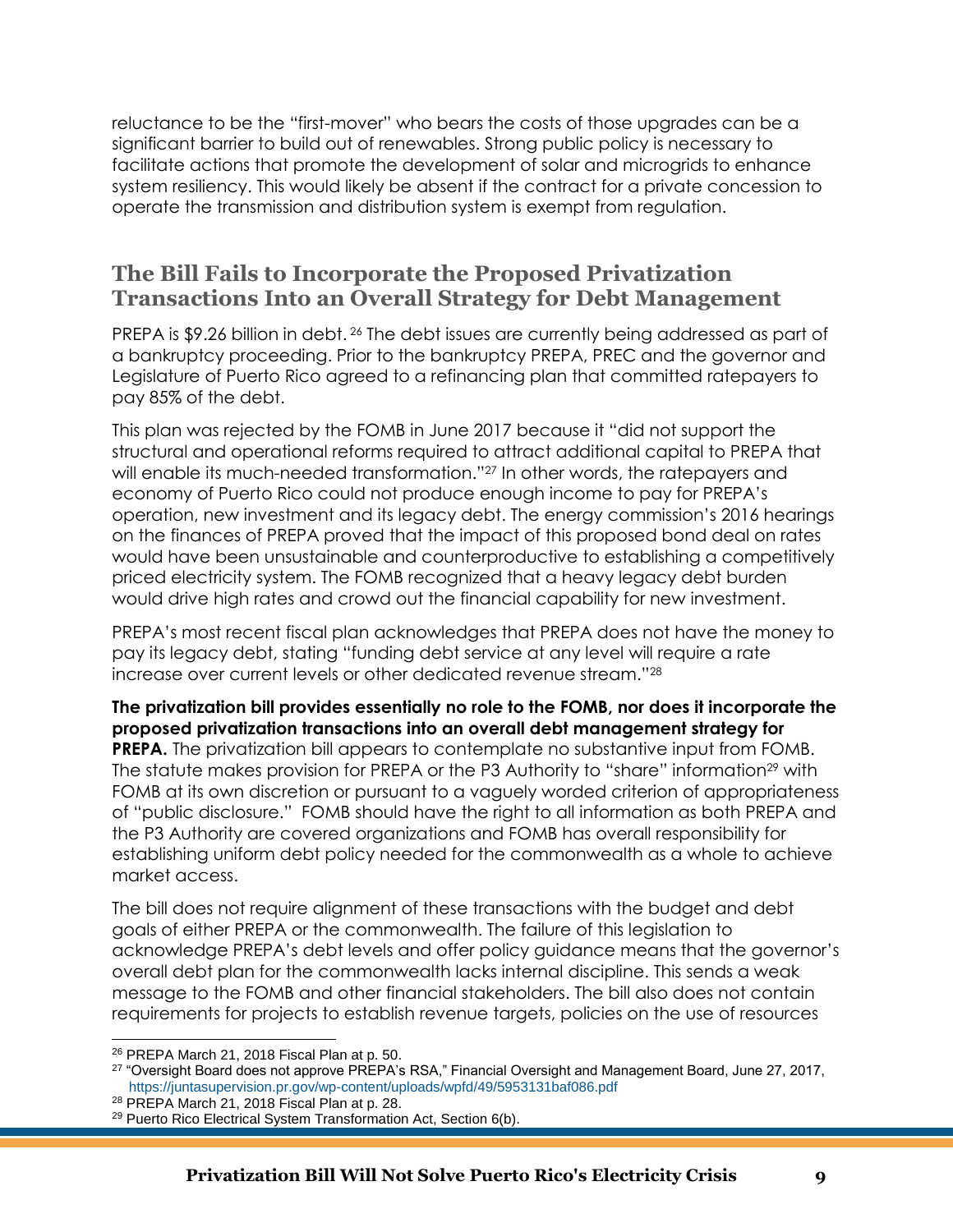reluctance to be the "first-mover" who bears the costs of those upgrades can be a significant barrier to build out of renewables. Strong public policy is necessary to facilitate actions that promote the development of solar and microgrids to enhance system resiliency. This would likely be absent if the contract for a private concession to operate the transmission and distribution system is exempt from regulation.

## The Bill Fails to Incorporate the Proposed Privatization Transactions Into an Overall Strategy for Debt Management

PREPA is $9.26 billion in debt. [26] The debt issues are currently being addressed as part of a bankruptcy proceeding. Prior to the bankruptcy PREPA, PREC and the governor and Legislature of Puerto Rico agreed to a refinancing plan that committed ratepayers to pay 85% of the debt.

This plan was rejected by the FOMB in June 2017 because it "did not support the structural and operational reforms required to attract additional capital to PREPA that will enable its much-needed transformation."[27] In other words, the ratepayers and economy of Puerto Rico could not produce enough income to pay for PREPA's operation, new investment and its legacy debt. The energy commission's 2016 hearings on the finances of PREPA proved that the impact of this proposed bond deal on rates would have been unsustainable and counterproductive to establishing a competitively priced electricity system. The FOMB recognized that a heavy legacy debt burden would drive high rates and crowd out the financial capability for new investment.

PREPA's most recent fiscal plan acknowledges that PREPA does not have the money to pay its legacy debt, stating "funding debt service at any level will require a rate increase over current levels or other dedicated revenue stream."[28]

**The privatization bill provides essentially no role to the FOMB, nor does it incorporate the proposed privatization transactions into an overall debt management strategy for PREPA.** The privatization bill appears to contemplate no substantive input from FOMB. The statute makes provision for PREPA or the P3 Authority to "share" information[29] with FOMB at its own discretion or pursuant to a vaguely worded criterion of appropriateness of "public disclosure." FOMB should have the right to all information as both PREPA and the P3 Authority are covered organizations and FOMB has overall responsibility for establishing uniform debt policy needed for the commonwealth as a whole to achieve market access.

The bill does not require alignment of these transactions with the budget and debt goals of either PREPA or the commonwealth. The failure of this legislation to acknowledge PREPA's debt levels and offer policy guidance means that the governor's overall debt plan for the commonwealth lacks internal discipline. This sends a weak message to the FOMB and other financial stakeholders. The bill also does not contain requirements for projects to establish revenue targets, policies on the use of resources

---

[26] PREPA March 21, 2018 Fiscal Plan at p. 50.

[27] "Oversight Board does not approve PREPA's RSA," Financial Oversight and Management Board, June 27, 2017, https://juntasupervision.pr.gov/wp-content/uploads/wpfd/49/5953131baf086.pdf

[28] PREPA March 21, 2018 Fiscal Plan at p. 28.

[29] Puerto Rico Electrical System Transformation Act, Section 6(b).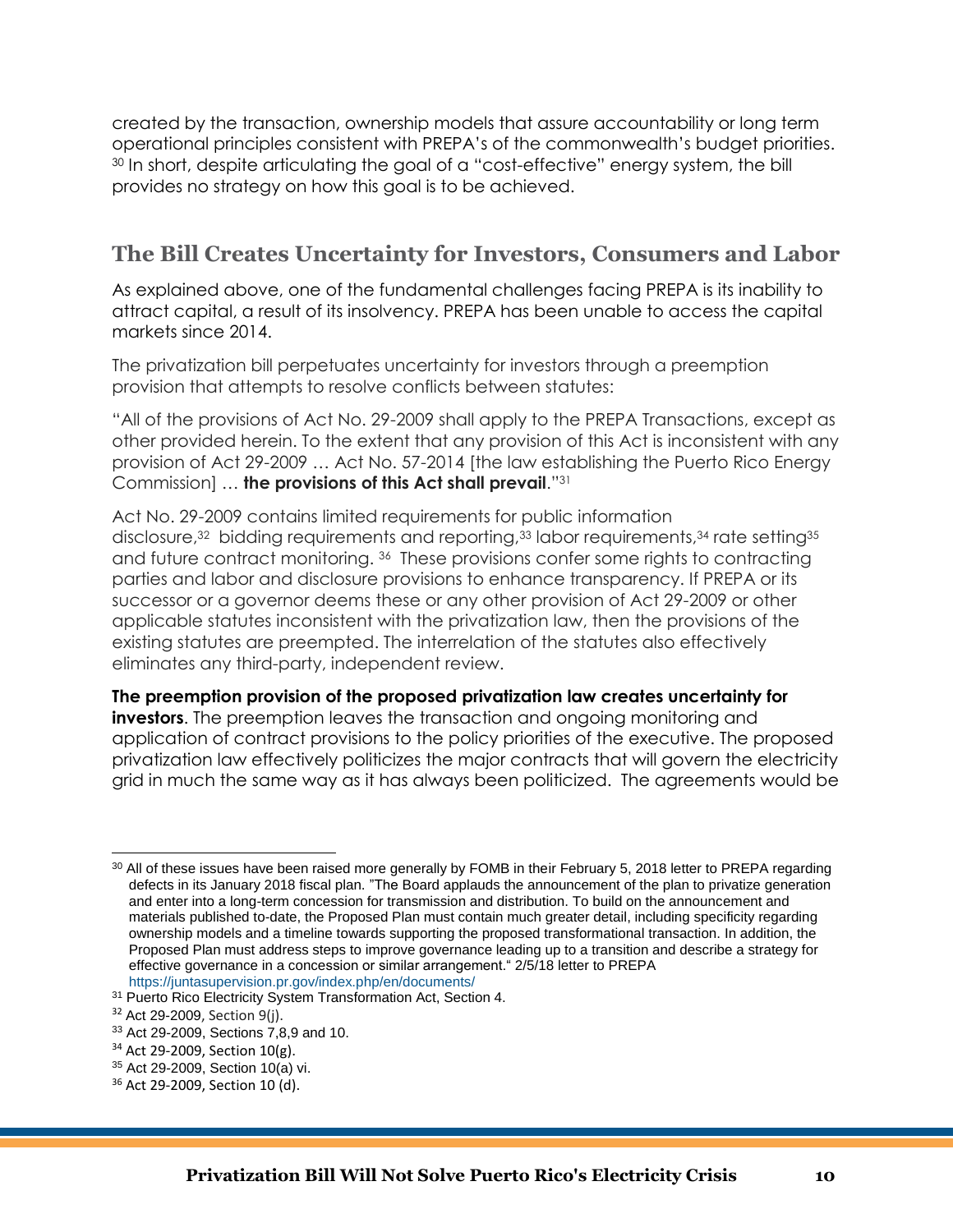created by the transaction, ownership models that assure accountability or long term operational principles consistent with PREPA's of the commonwealth's budget priorities. [30] In short, despite articulating the goal of a "cost-effective" energy system, the bill provides no strategy on how this goal is to be achieved.

## The Bill Creates Uncertainty for Investors, Consumers and Labor

As explained above, one of the fundamental challenges facing PREPA is its inability to attract capital, a result of its insolvency. PREPA has been unable to access the capital markets since 2014.

The privatization bill perpetuates uncertainty for investors through a preemption provision that attempts to resolve conflicts between statutes:

"All of the provisions of Act No. 29-2009 shall apply to the PREPA Transactions, except as other provided herein. To the extent that any provision of this Act is inconsistent with any provision of Act 29-2009 … Act No. 57-2014 [the law establishing the Puerto Rico Energy Commission] … **the provisions of this Act shall prevail**."[31]

Act No. 29-2009 contains limited requirements for public information disclosure,[32] bidding requirements and reporting,[33] labor requirements,[34] rate setting[35] and future contract monitoring. [36] These provisions confer some rights to contracting parties and labor and disclosure provisions to enhance transparency. If PREPA or its successor or a governor deems these or any other provision of Act 29-2009 or other applicable statutes inconsistent with the privatization law, then the provisions of the existing statutes are preempted. The interrelation of the statutes also effectively eliminates any third-party, independent review.

**The preemption provision of the proposed privatization law creates uncertainty for investors**. The preemption leaves the transaction and ongoing monitoring and application of contract provisions to the policy priorities of the executive. The proposed privatization law effectively politicizes the major contracts that will govern the electricity grid in much the same way as it has always been politicized. The agreements would be

---

[30] All of these issues have been raised more generally by FOMB in their February 5, 2018 letter to PREPA regarding defects in its January 2018 fiscal plan. "The Board applauds the announcement of the plan to privatize generation and enter into a long-term concession for transmission and distribution. To build on the announcement and materials published to-date, the Proposed Plan must contain much greater detail, including specificity regarding ownership models and a timeline towards supporting the proposed transformational transaction. In addition, the Proposed Plan must address steps to improve governance leading up to a transition and describe a strategy for effective governance in a concession or similar arrangement." 2/5/18 letter to PREPA https://juntasupervision.pr.gov/index.php/en/documents/

[31] Puerto Rico Electricity System Transformation Act, Section 4.

[32] Act 29-2009, Section 9(j).

[33] Act 29-2009, Sections 7,8,9 and 10.

[34] Act 29-2009, Section 10(g).

[35] Act 29-2009, Section 10(a) vi.

[36] Act 29-2009, Section 10 (d).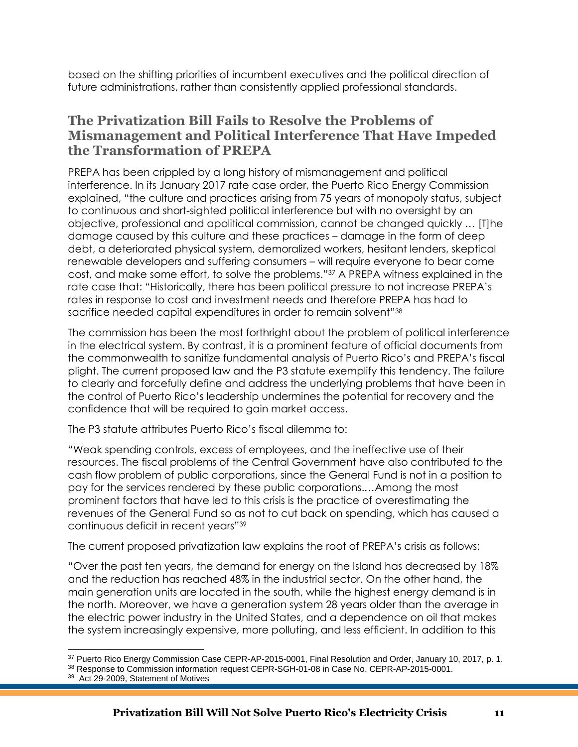based on the shifting priorities of incumbent executives and the political direction of future administrations, rather than consistently applied professional standards.

## The Privatization Bill Fails to Resolve the Problems of Mismanagement and Political Interference That Have Impeded the Transformation of PREPA

PREPA has been crippled by a long history of mismanagement and political interference. In its January 2017 rate case order, the Puerto Rico Energy Commission explained, "the culture and practices arising from 75 years of monopoly status, subject to continuous and short-sighted political interference but with no oversight by an objective, professional and apolitical commission, cannot be changed quickly … [T]he damage caused by this culture and these practices – damage in the form of deep debt, a deteriorated physical system, demoralized workers, hesitant lenders, skeptical renewable developers and suffering consumers – will require everyone to bear come cost, and make some effort, to solve the problems."[37] A PREPA witness explained in the rate case that: "Historically, there has been political pressure to not increase PREPA's rates in response to cost and investment needs and therefore PREPA has had to sacrifice needed capital expenditures in order to remain solvent"[38]

The commission has been the most forthright about the problem of political interference in the electrical system. By contrast, it is a prominent feature of official documents from the commonwealth to sanitize fundamental analysis of Puerto Rico's and PREPA's fiscal plight. The current proposed law and the P3 statute exemplify this tendency. The failure to clearly and forcefully define and address the underlying problems that have been in the control of Puerto Rico's leadership undermines the potential for recovery and the confidence that will be required to gain market access.

The P3 statute attributes Puerto Rico's fiscal dilemma to:

"Weak spending controls, excess of employees, and the ineffective use of their resources. The fiscal problems of the Central Government have also contributed to the cash flow problem of public corporations, since the General Fund is not in a position to pay for the services rendered by these public corporations.…Among the most prominent factors that have led to this crisis is the practice of overestimating the revenues of the General Fund so as not to cut back on spending, which has caused a continuous deficit in recent years"[39]

The current proposed privatization law explains the root of PREPA's crisis as follows:

"Over the past ten years, the demand for energy on the Island has decreased by 18% and the reduction has reached 48% in the industrial sector. On the other hand, the main generation units are located in the south, while the highest energy demand is in the north. Moreover, we have a generation system 28 years older than the average in the electric power industry in the United States, and a dependence on oil that makes the system increasingly expensive, more polluting, and less efficient. In addition to this

[37] Puerto Rico Energy Commission Case CEPR-AP-2015-0001, Final Resolution and Order, January 10, 2017, p. 1.

[38] Response to Commission information request CEPR-SGH-01-08 in Case No. CEPR-AP-2015-0001.

[39] Act 29-2009, Statement of Motives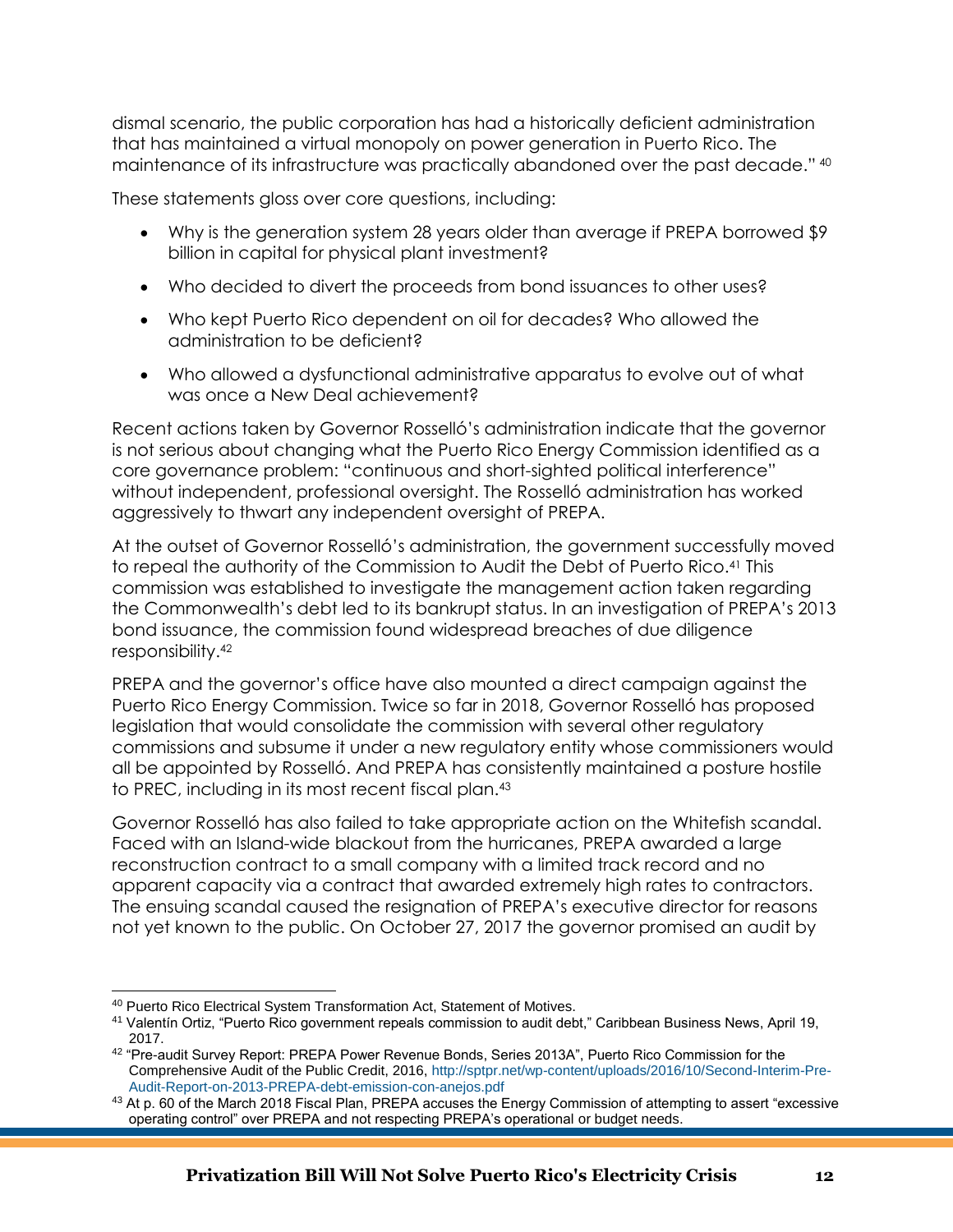dismal scenario, the public corporation has had a historically deficient administration that has maintained a virtual monopoly on power generation in Puerto Rico. The maintenance of its infrastructure was practically abandoned over the past decade." [40]

These statements gloss over core questions, including:

- Why is the generation system 28 years older than average if PREPA borrowed $9 billion in capital for physical plant investment?
- Who decided to divert the proceeds from bond issuances to other uses?
- Who kept Puerto Rico dependent on oil for decades? Who allowed the administration to be deficient?
- Who allowed a dysfunctional administrative apparatus to evolve out of what was once a New Deal achievement?

Recent actions taken by Governor Rosselló's administration indicate that the governor is not serious about changing what the Puerto Rico Energy Commission identified as a core governance problem: "continuous and short-sighted political interference" without independent, professional oversight. The Rosselló administration has worked aggressively to thwart any independent oversight of PREPA.

At the outset of Governor Rosselló's administration, the government successfully moved to repeal the authority of the Commission to Audit the Debt of Puerto Rico.[41] This commission was established to investigate the management action taken regarding the Commonwealth's debt led to its bankrupt status. In an investigation of PREPA's 2013 bond issuance, the commission found widespread breaches of due diligence responsibility.[42]

PREPA and the governor's office have also mounted a direct campaign against the Puerto Rico Energy Commission. Twice so far in 2018, Governor Rosselló has proposed legislation that would consolidate the commission with several other regulatory commissions and subsume it under a new regulatory entity whose commissioners would all be appointed by Rosselló. And PREPA has consistently maintained a posture hostile to PREC, including in its most recent fiscal plan.[43]

Governor Rosselló has also failed to take appropriate action on the Whitefish scandal. Faced with an Island-wide blackout from the hurricanes, PREPA awarded a large reconstruction contract to a small company with a limited track record and no apparent capacity via a contract that awarded extremely high rates to contractors. The ensuing scandal caused the resignation of PREPA's executive director for reasons not yet known to the public. On October 27, 2017 the governor promised an audit by

---

[40] Puerto Rico Electrical System Transformation Act, Statement of Motives.

[41] Valentín Ortiz, "Puerto Rico government repeals commission to audit debt," Caribbean Business News, April 19, 2017.

[42] "Pre-audit Survey Report: PREPA Power Revenue Bonds, Series 2013A", Puerto Rico Commission for the Comprehensive Audit of the Public Credit, 2016, http://sptpr.net/wp-content/uploads/2016/10/Second-Interim-Pre-Audit-Report-on-2013-PREPA-debt-emission-con-anejos.pdf

[43] At p. 60 of the March 2018 Fiscal Plan, PREPA accuses the Energy Commission of attempting to assert "excessive operating control" over PREPA and not respecting PREPA's operational or budget needs.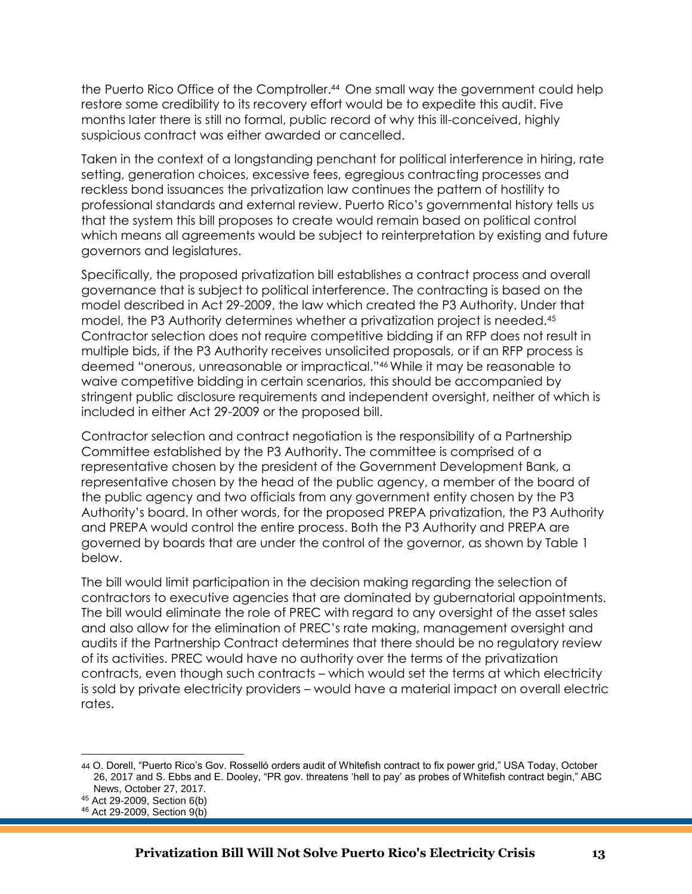the Puerto Rico Office of the Comptroller.[44] One small way the government could help restore some credibility to its recovery effort would be to expedite this audit. Five months later there is still no formal, public record of why this ill-conceived, highly suspicious contract was either awarded or cancelled.

Taken in the context of a longstanding penchant for political interference in hiring, rate setting, generation choices, excessive fees, egregious contracting processes and reckless bond issuances the privatization law continues the pattern of hostility to professional standards and external review. Puerto Rico's governmental history tells us that the system this bill proposes to create would remain based on political control which means all agreements would be subject to reinterpretation by existing and future governors and legislatures.

Specifically, the proposed privatization bill establishes a contract process and overall governance that is subject to political interference. The contracting is based on the model described in Act 29-2009, the law which created the P3 Authority. Under that model, the P3 Authority determines whether a privatization project is needed.[45] Contractor selection does not require competitive bidding if an RFP does not result in multiple bids, if the P3 Authority receives unsolicited proposals, or if an RFP process is deemed "onerous, unreasonable or impractical."[46] While it may be reasonable to waive competitive bidding in certain scenarios, this should be accompanied by stringent public disclosure requirements and independent oversight, neither of which is included in either Act 29-2009 or the proposed bill.

Contractor selection and contract negotiation is the responsibility of a Partnership Committee established by the P3 Authority. The committee is comprised of a representative chosen by the president of the Government Development Bank, a representative chosen by the head of the public agency, a member of the board of the public agency and two officials from any government entity chosen by the P3 Authority's board. In other words, for the proposed PREPA privatization, the P3 Authority and PREPA would control the entire process. Both the P3 Authority and PREPA are governed by boards that are under the control of the governor, as shown by Table 1 below.

The bill would limit participation in the decision making regarding the selection of contractors to executive agencies that are dominated by gubernatorial appointments. The bill would eliminate the role of PREC with regard to any oversight of the asset sales and also allow for the elimination of PREC's rate making, management oversight and audits if the Partnership Contract determines that there should be no regulatory review of its activities. PREC would have no authority over the terms of the privatization contracts, even though such contracts – which would set the terms at which electricity is sold by private electricity providers – would have a material impact on overall electric rates.

---

[44] O. Dorell, "Puerto Rico's Gov. Rosselló orders audit of Whitefish contract to fix power grid," USA Today, October 26, 2017 and S. Ebbs and E. Dooley, "PR gov. threatens 'hell to pay' as probes of Whitefish contract begin," ABC News, October 27, 2017.

[45] Act 29-2009, Section 6(b)

[46] Act 29-2009, Section 9(b)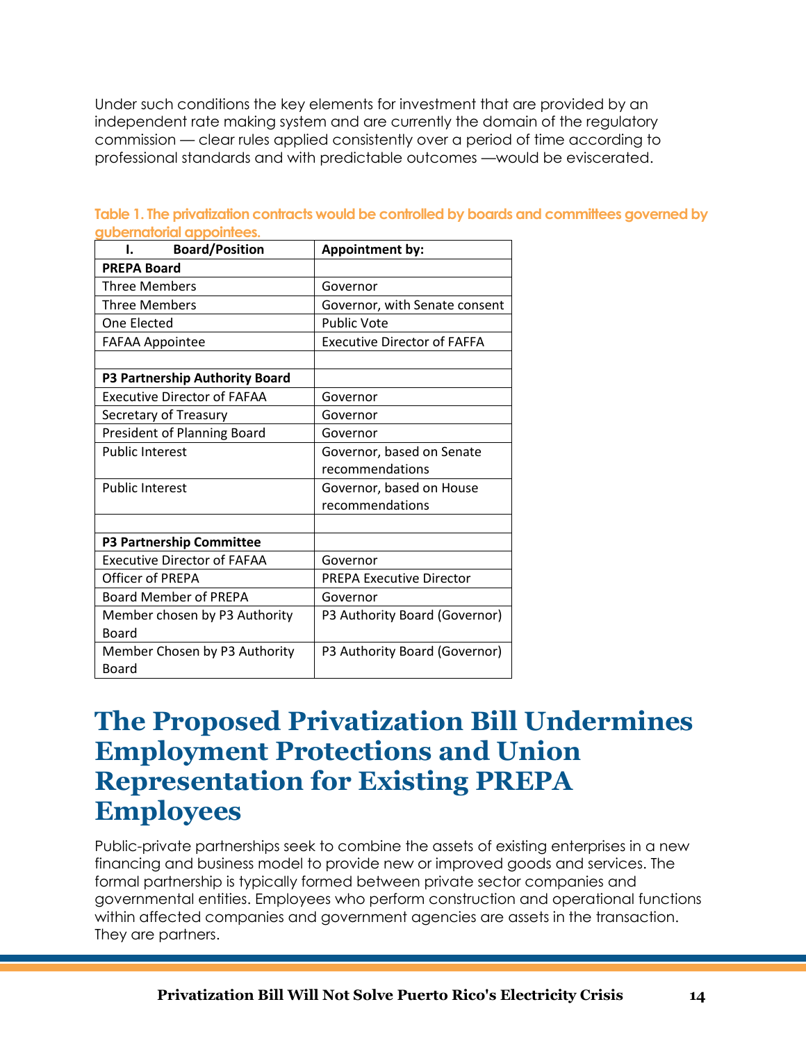Under such conditions the key elements for investment that are provided by an independent rate making system and are currently the domain of the regulatory commission — clear rules applied consistently over a period of time according to professional standards and with predictable outcomes —would be eviscerated.

**Table 1. The privatization contracts would be controlled by boards and committees governed by gubernatorial appointees.**

| I. Board/Position | Appointment by: |
|---|---|
| **PREPA Board** | |
| Three Members | Governor |
| Three Members | Governor, with Senate consent |
| One Elected | Public Vote |
| FAFAA Appointee | Executive Director of FAFFA |
| | |
| **P3 Partnership Authority Board** | |
| Executive Director of FAFAA | Governor |
| Secretary of Treasury | Governor |
| President of Planning Board | Governor |
| Public Interest | Governor, based on Senate recommendations |
| Public Interest | Governor, based on House recommendations |
| | |
| **P3 Partnership Committee** | |
| Executive Director of FAFAA | Governor |
| Officer of PREPA | PREPA Executive Director |
| Board Member of PREPA | Governor |
| Member chosen by P3 Authority Board | P3 Authority Board (Governor) |
| Member Chosen by P3 Authority Board | P3 Authority Board (Governor) |

# The Proposed Privatization Bill Undermines Employment Protections and Union Representation for Existing PREPA Employees

Public-private partnerships seek to combine the assets of existing enterprises in a new financing and business model to provide new or improved goods and services. The formal partnership is typically formed between private sector companies and governmental entities. Employees who perform construction and operational functions within affected companies and government agencies are assets in the transaction. They are partners.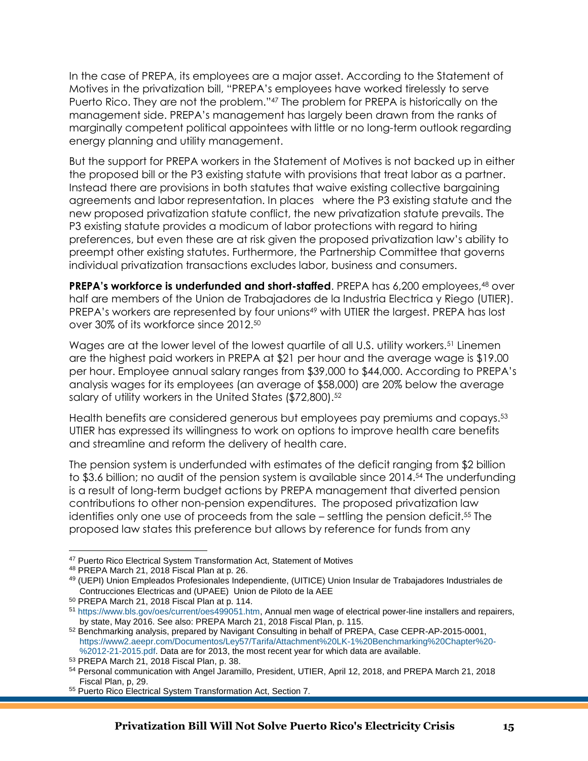In the case of PREPA, its employees are a major asset. According to the Statement of Motives in the privatization bill, "PREPA's employees have worked tirelessly to serve Puerto Rico. They are not the problem."[47] The problem for PREPA is historically on the management side. PREPA's management has largely been drawn from the ranks of marginally competent political appointees with little or no long-term outlook regarding energy planning and utility management.

But the support for PREPA workers in the Statement of Motives is not backed up in either the proposed bill or the P3 existing statute with provisions that treat labor as a partner. Instead there are provisions in both statutes that waive existing collective bargaining agreements and labor representation. In places where the P3 existing statute and the new proposed privatization statute conflict, the new privatization statute prevails. The P3 existing statute provides a modicum of labor protections with regard to hiring preferences, but even these are at risk given the proposed privatization law's ability to preempt other existing statutes. Furthermore, the Partnership Committee that governs individual privatization transactions excludes labor, business and consumers.

**PREPA's workforce is underfunded and short-staffed**. PREPA has 6,200 employees,[48] over half are members of the Union de Trabajadores de la Industria Electrica y Riego (UTIER). PREPA's workers are represented by four unions[49] with UTIER the largest. PREPA has lost over 30% of its workforce since 2012.[50]

Wages are at the lower level of the lowest quartile of all U.S. utility workers.[51] Linemen are the highest paid workers in PREPA at $21 per hour and the average wage is $19.00 per hour. Employee annual salary ranges from $39,000 to $44,000. According to PREPA's analysis wages for its employees (an average of $58,000) are 20% below the average salary of utility workers in the United States ($72,800).[52]

Health benefits are considered generous but employees pay premiums and copays.[53] UTIER has expressed its willingness to work on options to improve health care benefits and streamline and reform the delivery of health care.

The pension system is underfunded with estimates of the deficit ranging from $2 billion to $3.6 billion; no audit of the pension system is available since 2014.[54] The underfunding is a result of long-term budget actions by PREPA management that diverted pension contributions to other non-pension expenditures. The proposed privatization law identifies only one use of proceeds from the sale – settling the pension deficit.[55] The proposed law states this preference but allows by reference for funds from any

---

[47] Puerto Rico Electrical System Transformation Act, Statement of Motives

[48] PREPA March 21, 2018 Fiscal Plan at p. 26.

[49] (UEPI) Union Empleados Profesionales Independiente, (UITICE) Union Insular de Trabajadores Industriales de Contrucciones Electricas and (UPAEE) Union de Piloto de la AEE

[50] PREPA March 21, 2018 Fiscal Plan at p. 114.

[51] https://www.bls.gov/oes/current/oes499051.htm, Annual men wage of electrical power-line installers and repairers, by state, May 2016. See also: PREPA March 21, 2018 Fiscal Plan, p. 115.

[52] Benchmarking analysis, prepared by Navigant Consulting in behalf of PREPA, Case CEPR-AP-2015-0001, https://www2.aeepr.com/Documentos/Ley57/Tarifa/Attachment%20LK-1%20Benchmarking%20Chapter%20-%2012-21-2015.pdf. Data are for 2013, the most recent year for which data are available.

[53] PREPA March 21, 2018 Fiscal Plan, p. 38.

[54] Personal communication with Angel Jaramillo, President, UTIER, April 12, 2018, and PREPA March 21, 2018 Fiscal Plan, p, 29.

[55] Puerto Rico Electrical System Transformation Act, Section 7.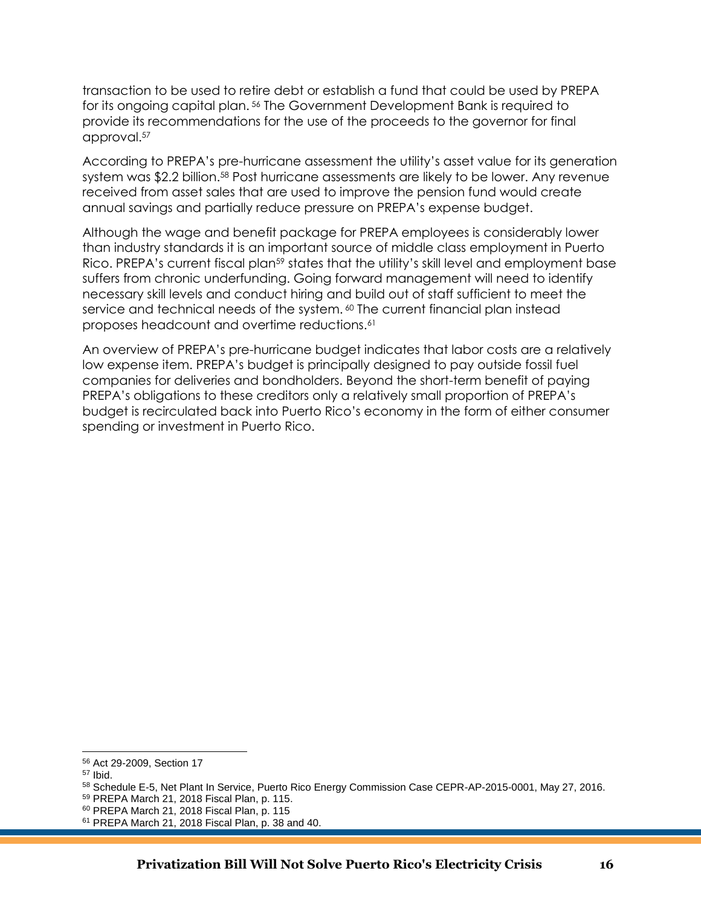transaction to be used to retire debt or establish a fund that could be used by PREPA for its ongoing capital plan. [56] The Government Development Bank is required to provide its recommendations for the use of the proceeds to the governor for final approval.[57]

According to PREPA's pre-hurricane assessment the utility's asset value for its generation system was $2.2 billion.[58] Post hurricane assessments are likely to be lower. Any revenue received from asset sales that are used to improve the pension fund would create annual savings and partially reduce pressure on PREPA's expense budget.

Although the wage and benefit package for PREPA employees is considerably lower than industry standards it is an important source of middle class employment in Puerto Rico. PREPA's current fiscal plan[59] states that the utility's skill level and employment base suffers from chronic underfunding. Going forward management will need to identify necessary skill levels and conduct hiring and build out of staff sufficient to meet the service and technical needs of the system. [60] The current financial plan instead proposes headcount and overtime reductions.[61]

An overview of PREPA's pre-hurricane budget indicates that labor costs are a relatively low expense item. PREPA's budget is principally designed to pay outside fossil fuel companies for deliveries and bondholders. Beyond the short-term benefit of paying PREPA's obligations to these creditors only a relatively small proportion of PREPA's budget is recirculated back into Puerto Rico's economy in the form of either consumer spending or investment in Puerto Rico.

---

[56] Act 29-2009, Section 17

[57] Ibid.

[58] Schedule E-5, Net Plant In Service, Puerto Rico Energy Commission Case CEPR-AP-2015-0001, May 27, 2016.

[59] PREPA March 21, 2018 Fiscal Plan, p. 115.

[60] PREPA March 21, 2018 Fiscal Plan, p. 115

[61] PREPA March 21, 2018 Fiscal Plan, p. 38 and 40.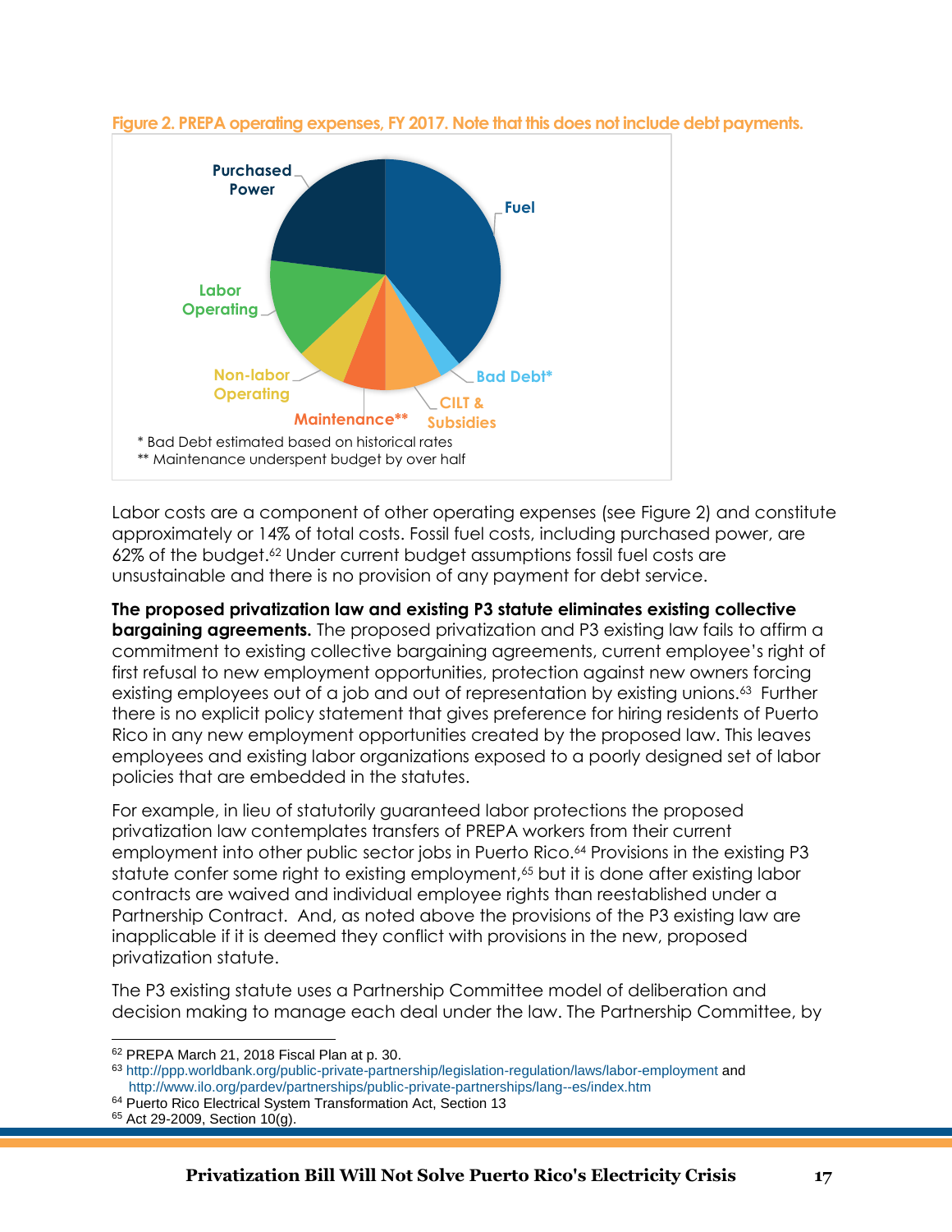Figure 2. PREPA operating expenses, FY 2017. Note that this does not include debt payments.

Purchased Power

Fuel

Labor Operating

Non-labor Operating

Maintenance**

CILT & Subsidies

Bad Debt*

* Bad Debt estimated based on historical rates

** Maintenance underspent budget by over half

Labor costs are a component of other operating expenses (see Figure 2) and constitute approximately or 14% of total costs. Fossil fuel costs, including purchased power, are 62% of the budget.[62] Under current budget assumptions fossil fuel costs are unsustainable and there is no provision of any payment for debt service.

**The proposed privatization law and existing P3 statute eliminates existing collective bargaining agreements.** The proposed privatization and P3 existing law fails to affirm a commitment to existing collective bargaining agreements, current employee's right of first refusal to new employment opportunities, protection against new owners forcing existing employees out of a job and out of representation by existing unions.[63] Further there is no explicit policy statement that gives preference for hiring residents of Puerto Rico in any new employment opportunities created by the proposed law. This leaves employees and existing labor organizations exposed to a poorly designed set of labor policies that are embedded in the statutes.

For example, in lieu of statutorily guaranteed labor protections the proposed privatization law contemplates transfers of PREPA workers from their current employment into other public sector jobs in Puerto Rico.[64] Provisions in the existing P3 statute confer some right to existing employment,[65] but it is done after existing labor contracts are waived and individual employee rights than reestablished under a Partnership Contract. And, as noted above the provisions of the P3 existing law are inapplicable if it is deemed they conflict with provisions in the new, proposed privatization statute.

The P3 existing statute uses a Partnership Committee model of deliberation and decision making to manage each deal under the law. The Partnership Committee, by

---

[62] PREPA March 21, 2018 Fiscal Plan at p. 30.

[63] http://ppp.worldbank.org/public-private-partnership/legislation-regulation/laws/labor-employment and http://www.ilo.org/pardev/partnerships/public-private-partnerships/lang--es/index.htm

[64] Puerto Rico Electrical System Transformation Act, Section 13

[65] Act 29-2009, Section 10(g).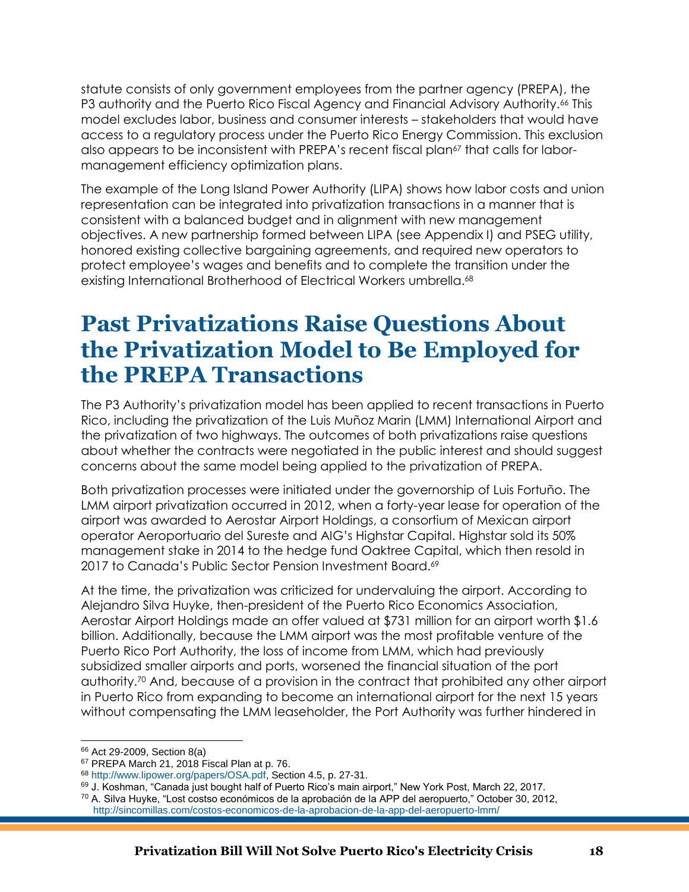statute consists of only government employees from the partner agency (PREPA), the P3 authority and the Puerto Rico Fiscal Agency and Financial Advisory Authority.[66] This model excludes labor, business and consumer interests – stakeholders that would have access to a regulatory process under the Puerto Rico Energy Commission. This exclusion also appears to be inconsistent with PREPA's recent fiscal plan[67] that calls for labor-management efficiency optimization plans.

The example of the Long Island Power Authority (LIPA) shows how labor costs and union representation can be integrated into privatization transactions in a manner that is consistent with a balanced budget and in alignment with new management objectives. A new partnership formed between LIPA (see Appendix I) and PSEG utility, honored existing collective bargaining agreements, and required new operators to protect employee's wages and benefits and to complete the transition under the existing International Brotherhood of Electrical Workers umbrella.[68]

# Past Privatizations Raise Questions About the Privatization Model to Be Employed for the PREPA Transactions

The P3 Authority's privatization model has been applied to recent transactions in Puerto Rico, including the privatization of the Luis Muñoz Marin (LMM) International Airport and the privatization of two highways. The outcomes of both privatizations raise questions about whether the contracts were negotiated in the public interest and should suggest concerns about the same model being applied to the privatization of PREPA.

Both privatization processes were initiated under the governorship of Luis Fortuño. The LMM airport privatization occurred in 2012, when a forty-year lease for operation of the airport was awarded to Aerostar Airport Holdings, a consortium of Mexican airport operator Aeroportuario del Sureste and AIG's Highstar Capital. Highstar sold its 50% management stake in 2014 to the hedge fund Oaktree Capital, which then resold in 2017 to Canada's Public Sector Pension Investment Board.[69]

At the time, the privatization was criticized for undervaluing the airport. According to Alejandro Silva Huyke, then-president of the Puerto Rico Economics Association, Aerostar Airport Holdings made an offer valued at $731 million for an airport worth $1.6 billion. Additionally, because the LMM airport was the most profitable venture of the Puerto Rico Port Authority, the loss of income from LMM, which had previously subsidized smaller airports and ports, worsened the financial situation of the port authority.[70] And, because of a provision in the contract that prohibited any other airport in Puerto Rico from expanding to become an international airport for the next 15 years without compensating the LMM leaseholder, the Port Authority was further hindered in

---

[66] Act 29-2009, Section 8(a)

[67] PREPA March 21, 2018 Fiscal Plan at p. 76.

[68] http://www.lipower.org/papers/OSA.pdf, Section 4.5, p. 27-31.

[69] J. Koshman, "Canada just bought half of Puerto Rico's main airport," New York Post, March 22, 2017.

[70] A. Silva Huyke, "Lost costso económicos de la aprobación de la APP del aeropuerto," October 30, 2012, http://sincomillas.com/costos-economicos-de-la-aprobacion-de-la-app-del-aeropuerto-lmm/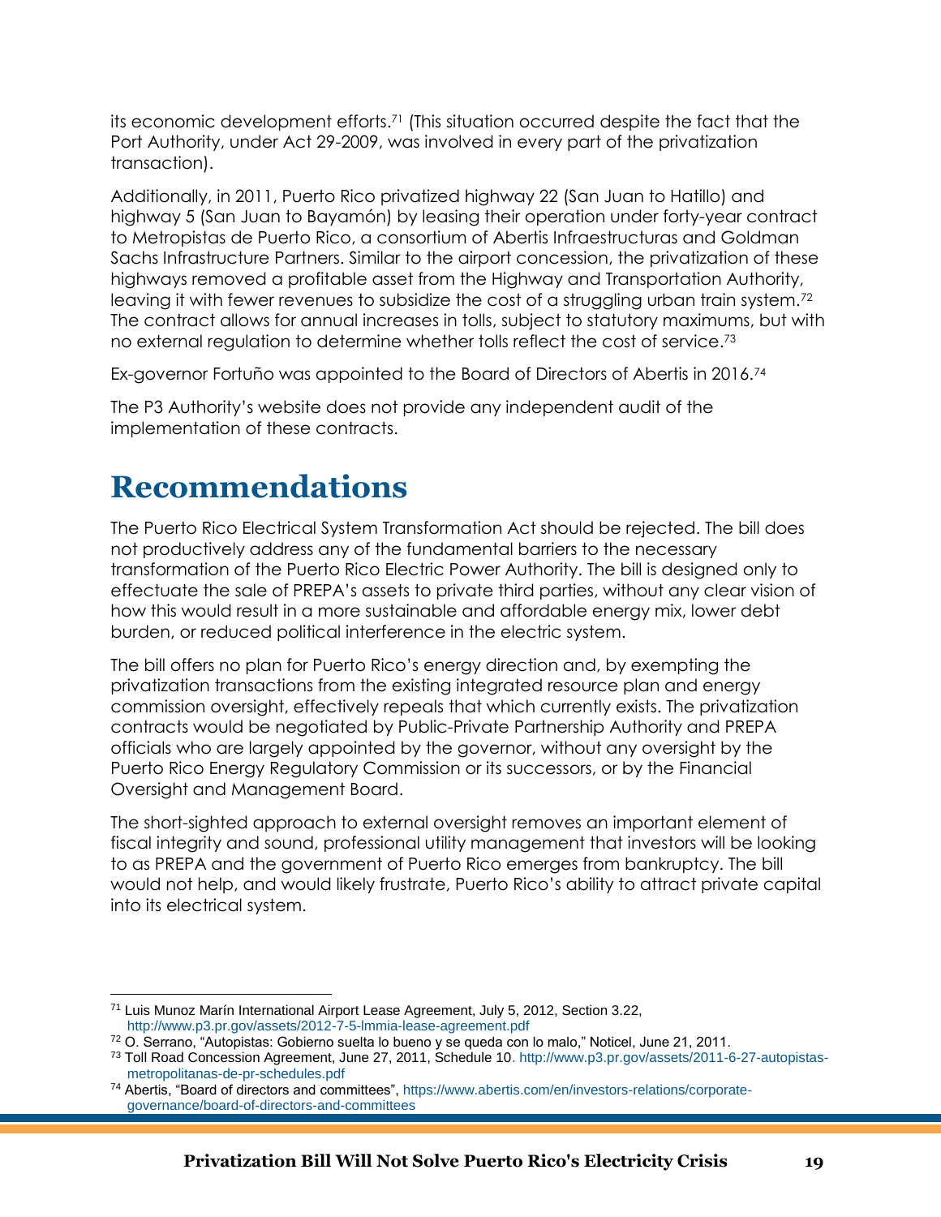its economic development efforts.[71] (This situation occurred despite the fact that the Port Authority, under Act 29-2009, was involved in every part of the privatization transaction).

Additionally, in 2011, Puerto Rico privatized highway 22 (San Juan to Hatillo) and highway 5 (San Juan to Bayamón) by leasing their operation under forty-year contract to Metropistas de Puerto Rico, a consortium of Abertis Infraestructuras and Goldman Sachs Infrastructure Partners. Similar to the airport concession, the privatization of these highways removed a profitable asset from the Highway and Transportation Authority, leaving it with fewer revenues to subsidize the cost of a struggling urban train system.[72] The contract allows for annual increases in tolls, subject to statutory maximums, but with no external regulation to determine whether tolls reflect the cost of service.[73]

Ex-governor Fortuño was appointed to the Board of Directors of Abertis in 2016.[74]

The P3 Authority's website does not provide any independent audit of the implementation of these contracts.

# Recommendations

The Puerto Rico Electrical System Transformation Act should be rejected. The bill does not productively address any of the fundamental barriers to the necessary transformation of the Puerto Rico Electric Power Authority. The bill is designed only to effectuate the sale of PREPA's assets to private third parties, without any clear vision of how this would result in a more sustainable and affordable energy mix, lower debt burden, or reduced political interference in the electric system.

The bill offers no plan for Puerto Rico's energy direction and, by exempting the privatization transactions from the existing integrated resource plan and energy commission oversight, effectively repeals that which currently exists. The privatization contracts would be negotiated by Public-Private Partnership Authority and PREPA officials who are largely appointed by the governor, without any oversight by the Puerto Rico Energy Regulatory Commission or its successors, or by the Financial Oversight and Management Board.

The short-sighted approach to external oversight removes an important element of fiscal integrity and sound, professional utility management that investors will be looking to as PREPA and the government of Puerto Rico emerges from bankruptcy. The bill would not help, and would likely frustrate, Puerto Rico's ability to attract private capital into its electrical system.

---

[71] Luis Munoz Marín International Airport Lease Agreement, July 5, 2012, Section 3.22, http://www.p3.pr.gov/assets/2012-7-5-lmmia-lease-agreement.pdf

[72] O. Serrano, "Autopistas: Gobierno suelta lo bueno y se queda con lo malo," Noticel, June 21, 2011.

[73] Toll Road Concession Agreement, June 27, 2011, Schedule 10. http://www.p3.pr.gov/assets/2011-6-27-autopistas-metropolitanas-de-pr-schedules.pdf

[74] Abertis, "Board of directors and committees", https://www.abertis.com/en/investors-relations/corporate-governance/board-of-directors-and-committees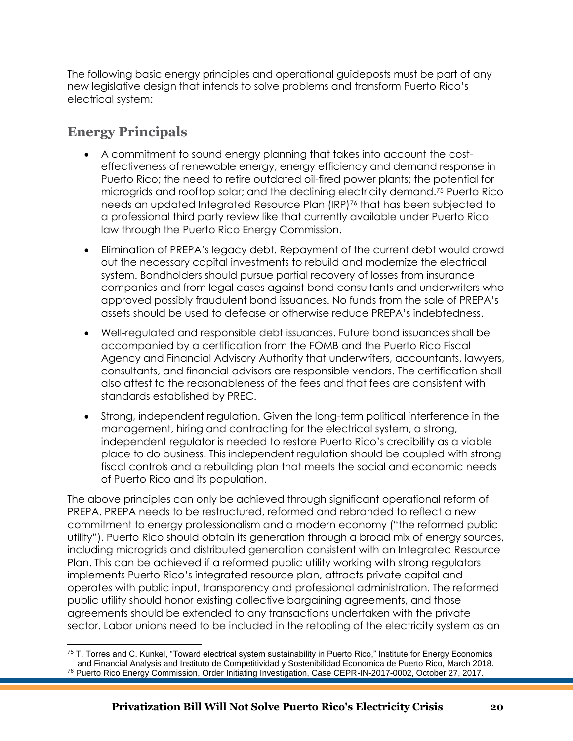The following basic energy principles and operational guideposts must be part of any new legislative design that intends to solve problems and transform Puerto Rico's electrical system:

## Energy Principals

- A commitment to sound energy planning that takes into account the cost-effectiveness of renewable energy, energy efficiency and demand response in Puerto Rico; the need to retire outdated oil-fired power plants; the potential for microgrids and rooftop solar; and the declining electricity demand.[75] Puerto Rico needs an updated Integrated Resource Plan (IRP)[76] that has been subjected to a professional third party review like that currently available under Puerto Rico law through the Puerto Rico Energy Commission.
- Elimination of PREPA's legacy debt. Repayment of the current debt would crowd out the necessary capital investments to rebuild and modernize the electrical system. Bondholders should pursue partial recovery of losses from insurance companies and from legal cases against bond consultants and underwriters who approved possibly fraudulent bond issuances. No funds from the sale of PREPA's assets should be used to defease or otherwise reduce PREPA's indebtedness.
- Well-regulated and responsible debt issuances. Future bond issuances shall be accompanied by a certification from the FOMB and the Puerto Rico Fiscal Agency and Financial Advisory Authority that underwriters, accountants, lawyers, consultants, and financial advisors are responsible vendors. The certification shall also attest to the reasonableness of the fees and that fees are consistent with standards established by PREC.
- Strong, independent regulation. Given the long-term political interference in the management, hiring and contracting for the electrical system, a strong, independent regulator is needed to restore Puerto Rico's credibility as a viable place to do business. This independent regulation should be coupled with strong fiscal controls and a rebuilding plan that meets the social and economic needs of Puerto Rico and its population.

The above principles can only be achieved through significant operational reform of PREPA. PREPA needs to be restructured, reformed and rebranded to reflect a new commitment to energy professionalism and a modern economy ("the reformed public utility"). Puerto Rico should obtain its generation through a broad mix of energy sources, including microgrids and distributed generation consistent with an Integrated Resource Plan. This can be achieved if a reformed public utility working with strong regulators implements Puerto Rico's integrated resource plan, attracts private capital and operates with public input, transparency and professional administration. The reformed public utility should honor existing collective bargaining agreements, and those agreements should be extended to any transactions undertaken with the private sector. Labor unions need to be included in the retooling of the electricity system as an

[75] T. Torres and C. Kunkel, "Toward electrical system sustainability in Puerto Rico," Institute for Energy Economics and Financial Analysis and Instituto de Competitividad y Sostenibilidad Economica de Puerto Rico, March 2018.

[76] Puerto Rico Energy Commission, Order Initiating Investigation, Case CEPR-IN-2017-0002, October 27, 2017.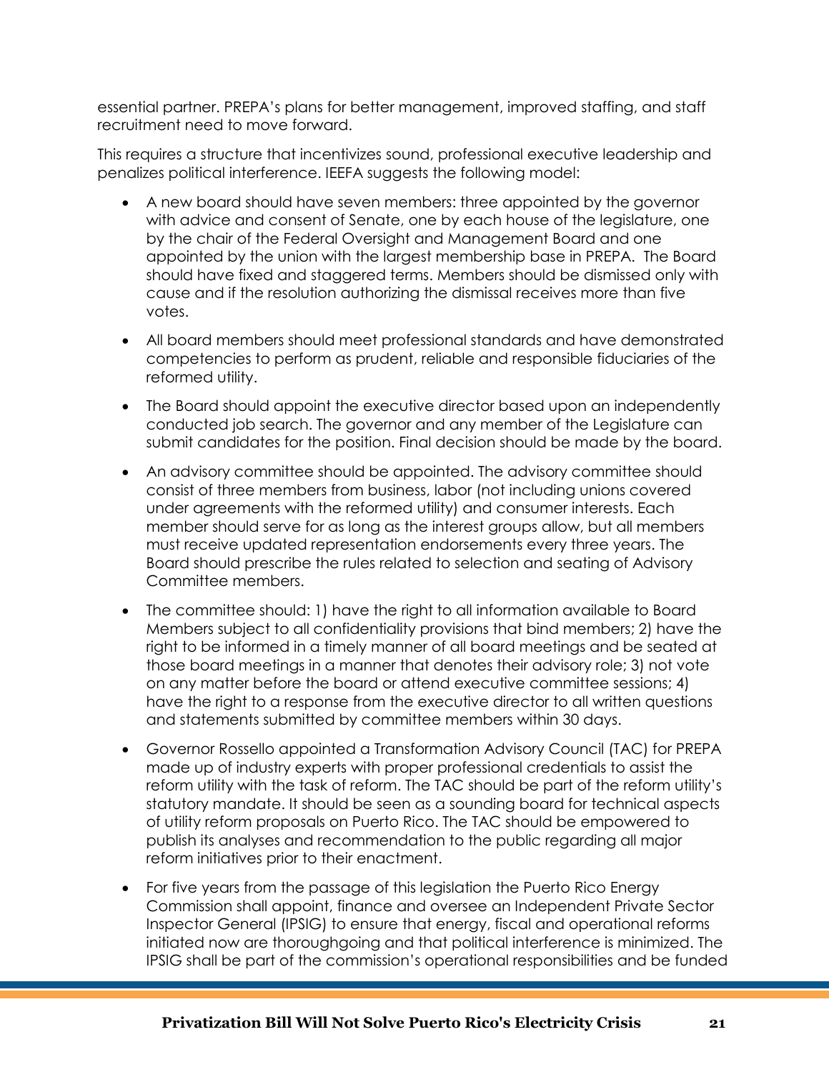essential partner. PREPA's plans for better management, improved staffing, and staff recruitment need to move forward.

This requires a structure that incentivizes sound, professional executive leadership and penalizes political interference. IEEFA suggests the following model:

- A new board should have seven members: three appointed by the governor with advice and consent of Senate, one by each house of the legislature, one by the chair of the Federal Oversight and Management Board and one appointed by the union with the largest membership base in PREPA. The Board should have fixed and staggered terms. Members should be dismissed only with cause and if the resolution authorizing the dismissal receives more than five votes.
- All board members should meet professional standards and have demonstrated competencies to perform as prudent, reliable and responsible fiduciaries of the reformed utility.
- The Board should appoint the executive director based upon an independently conducted job search. The governor and any member of the Legislature can submit candidates for the position. Final decision should be made by the board.
- An advisory committee should be appointed. The advisory committee should consist of three members from business, labor (not including unions covered under agreements with the reformed utility) and consumer interests. Each member should serve for as long as the interest groups allow, but all members must receive updated representation endorsements every three years. The Board should prescribe the rules related to selection and seating of Advisory Committee members.
- The committee should: 1) have the right to all information available to Board Members subject to all confidentiality provisions that bind members; 2) have the right to be informed in a timely manner of all board meetings and be seated at those board meetings in a manner that denotes their advisory role; 3) not vote on any matter before the board or attend executive committee sessions; 4) have the right to a response from the executive director to all written questions and statements submitted by committee members within 30 days.
- Governor Rossello appointed a Transformation Advisory Council (TAC) for PREPA made up of industry experts with proper professional credentials to assist the reform utility with the task of reform. The TAC should be part of the reform utility's statutory mandate. It should be seen as a sounding board for technical aspects of utility reform proposals on Puerto Rico. The TAC should be empowered to publish its analyses and recommendation to the public regarding all major reform initiatives prior to their enactment.
- For five years from the passage of this legislation the Puerto Rico Energy Commission shall appoint, finance and oversee an Independent Private Sector Inspector General (IPSIG) to ensure that energy, fiscal and operational reforms initiated now are thoroughgoing and that political interference is minimized. The IPSIG shall be part of the commission's operational responsibilities and be funded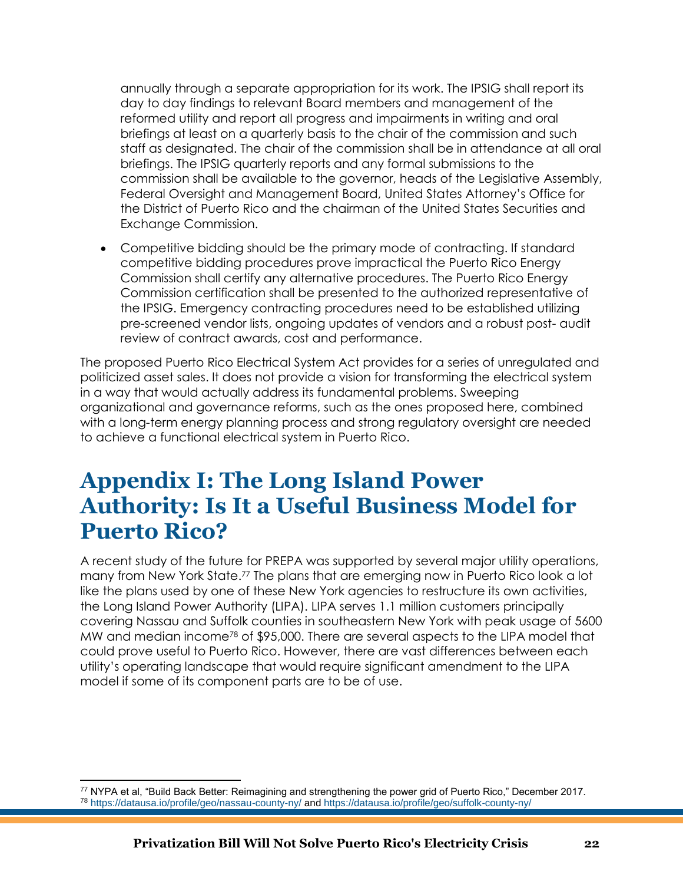annually through a separate appropriation for its work. The IPSIG shall report its day to day findings to relevant Board members and management of the reformed utility and report all progress and impairments in writing and oral briefings at least on a quarterly basis to the chair of the commission and such staff as designated. The chair of the commission shall be in attendance at all oral briefings. The IPSIG quarterly reports and any formal submissions to the commission shall be available to the governor, heads of the Legislative Assembly, Federal Oversight and Management Board, United States Attorney's Office for the District of Puerto Rico and the chairman of the United States Securities and Exchange Commission.

- Competitive bidding should be the primary mode of contracting. If standard competitive bidding procedures prove impractical the Puerto Rico Energy Commission shall certify any alternative procedures. The Puerto Rico Energy Commission certification shall be presented to the authorized representative of the IPSIG. Emergency contracting procedures need to be established utilizing pre-screened vendor lists, ongoing updates of vendors and a robust post- audit review of contract awards, cost and performance.

The proposed Puerto Rico Electrical System Act provides for a series of unregulated and politicized asset sales. It does not provide a vision for transforming the electrical system in a way that would actually address its fundamental problems. Sweeping organizational and governance reforms, such as the ones proposed here, combined with a long-term energy planning process and strong regulatory oversight are needed to achieve a functional electrical system in Puerto Rico.

# Appendix I: The Long Island Power Authority: Is It a Useful Business Model for Puerto Rico?

A recent study of the future for PREPA was supported by several major utility operations, many from New York State.[77] The plans that are emerging now in Puerto Rico look a lot like the plans used by one of these New York agencies to restructure its own activities, the Long Island Power Authority (LIPA). LIPA serves 1.1 million customers principally covering Nassau and Suffolk counties in southeastern New York with peak usage of 5600 MW and median income[78] of $95,000. There are several aspects to the LIPA model that could prove useful to Puerto Rico. However, there are vast differences between each utility's operating landscape that would require significant amendment to the LIPA model if some of its component parts are to be of use.

[77] NYPA et al, "Build Back Better: Reimagining and strengthening the power grid of Puerto Rico," December 2017.
[78] https://datausa.io/profile/geo/nassau-county-ny/ and https://datausa.io/profile/geo/suffolk-county-ny/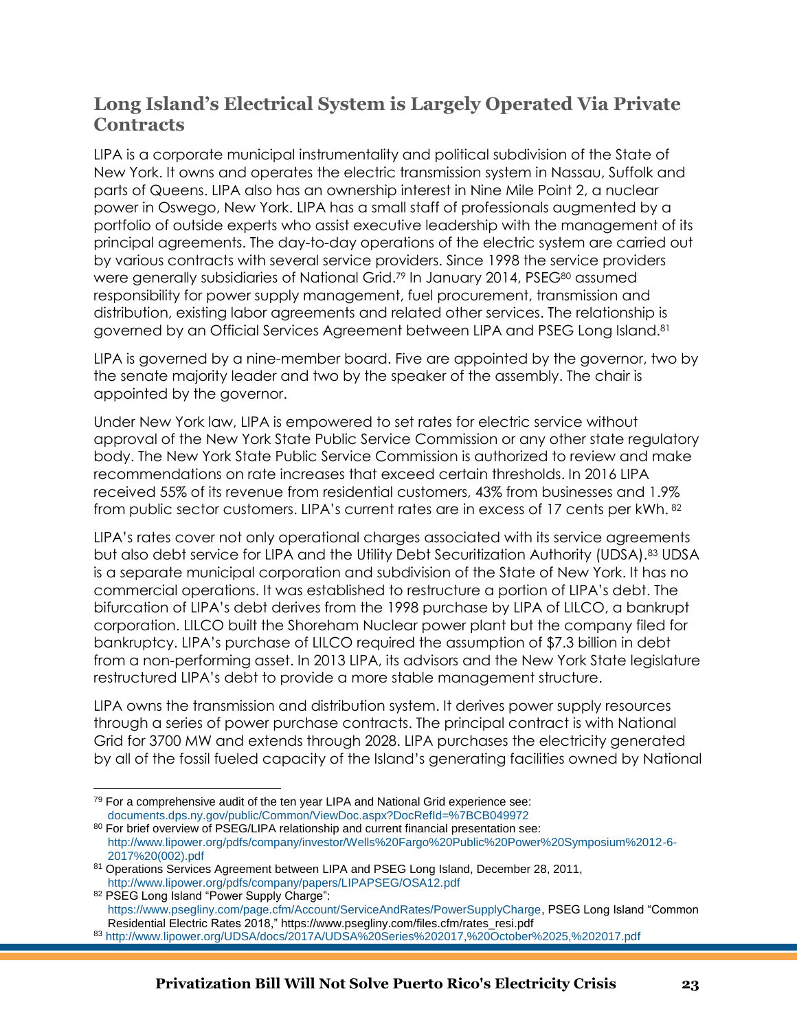## Long Island's Electrical System is Largely Operated Via Private Contracts

LIPA is a corporate municipal instrumentality and political subdivision of the State of New York. It owns and operates the electric transmission system in Nassau, Suffolk and parts of Queens. LIPA also has an ownership interest in Nine Mile Point 2, a nuclear power in Oswego, New York. LIPA has a small staff of professionals augmented by a portfolio of outside experts who assist executive leadership with the management of its principal agreements. The day-to-day operations of the electric system are carried out by various contracts with several service providers. Since 1998 the service providers were generally subsidiaries of National Grid.[79] In January 2014, PSEG[80] assumed responsibility for power supply management, fuel procurement, transmission and distribution, existing labor agreements and related other services. The relationship is governed by an Official Services Agreement between LIPA and PSEG Long Island.[81]

LIPA is governed by a nine-member board. Five are appointed by the governor, two by the senate majority leader and two by the speaker of the assembly. The chair is appointed by the governor.

Under New York law, LIPA is empowered to set rates for electric service without approval of the New York State Public Service Commission or any other state regulatory body. The New York State Public Service Commission is authorized to review and make recommendations on rate increases that exceed certain thresholds. In 2016 LIPA received 55% of its revenue from residential customers, 43% from businesses and 1.9% from public sector customers. LIPA's current rates are in excess of 17 cents per kWh.[82]

LIPA's rates cover not only operational charges associated with its service agreements but also debt service for LIPA and the Utility Debt Securitization Authority (UDSA).[83] UDSA is a separate municipal corporation and subdivision of the State of New York. It has no commercial operations. It was established to restructure a portion of LIPA's debt. The bifurcation of LIPA's debt derives from the 1998 purchase by LIPA of LILCO, a bankrupt corporation. LILCO built the Shoreham Nuclear power plant but the company filed for bankruptcy. LIPA's purchase of LILCO required the assumption of $7.3 billion in debt from a non-performing asset. In 2013 LIPA, its advisors and the New York State legislature restructured LIPA's debt to provide a more stable management structure.

LIPA owns the transmission and distribution system. It derives power supply resources through a series of power purchase contracts. The principal contract is with National Grid for 3700 MW and extends through 2028. LIPA purchases the electricity generated by all of the fossil fueled capacity of the Island's generating facilities owned by National

---

[79] For a comprehensive audit of the ten year LIPA and National Grid experience see: documents.dps.ny.gov/public/Common/ViewDoc.aspx?DocRefId=%7BCB049972

[80] For brief overview of PSEG/LIPA relationship and current financial presentation see: http://www.lipower.org/pdfs/company/investor/Wells%20Fargo%20Public%20Power%20Symposium%2012-6-2017%20(002).pdf

[81] Operations Services Agreement between LIPA and PSEG Long Island, December 28, 2011, http://www.lipower.org/pdfs/company/papers/LIPAPSEG/OSA12.pdf

[82] PSEG Long Island "Power Supply Charge": https://www.psegliny.com/page.cfm/Account/ServiceAndRates/PowerSupplyCharge, PSEG Long Island "Common Residential Electric Rates 2018," https://www.psegliny.com/files.cfm/rates_resi.pdf

[83] http://www.lipower.org/UDSA/docs/2017A/UDSA%20Series%202017,%20October%2025,%202017.pdf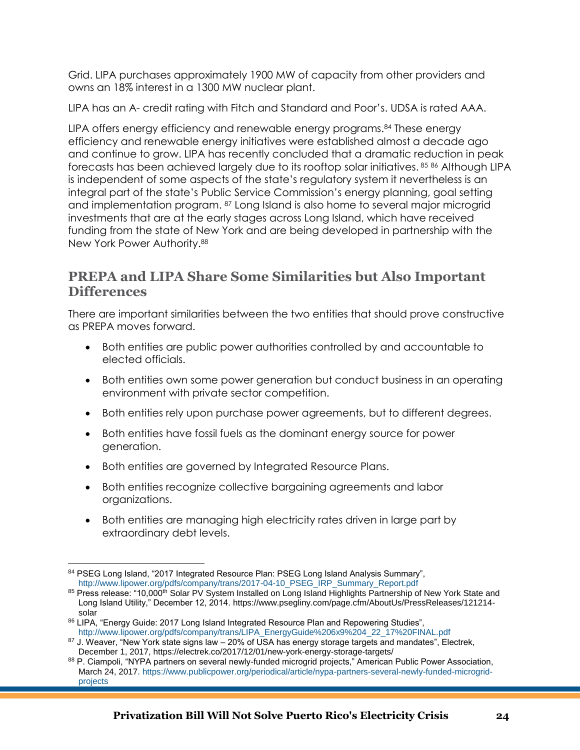Grid. LIPA purchases approximately 1900 MW of capacity from other providers and owns an 18% interest in a 1300 MW nuclear plant.

LIPA has an A- credit rating with Fitch and Standard and Poor's. UDSA is rated AAA.

LIPA offers energy efficiency and renewable energy programs.[84] These energy efficiency and renewable energy initiatives were established almost a decade ago and continue to grow. LIPA has recently concluded that a dramatic reduction in peak forecasts has been achieved largely due to its rooftop solar initiatives.[85] [86] Although LIPA is independent of some aspects of the state's regulatory system it nevertheless is an integral part of the state's Public Service Commission's energy planning, goal setting and implementation program.[87] Long Island is also home to several major microgrid investments that are at the early stages across Long Island, which have received funding from the state of New York and are being developed in partnership with the New York Power Authority.[88]

## PREPA and LIPA Share Some Similarities but Also Important Differences

There are important similarities between the two entities that should prove constructive as PREPA moves forward.

- Both entities are public power authorities controlled by and accountable to elected officials.
- Both entities own some power generation but conduct business in an operating environment with private sector competition.
- Both entities rely upon purchase power agreements, but to different degrees.
- Both entities have fossil fuels as the dominant energy source for power generation.
- Both entities are governed by Integrated Resource Plans.
- Both entities recognize collective bargaining agreements and labor organizations.
- Both entities are managing high electricity rates driven in large part by extraordinary debt levels.

---

[84] PSEG Long Island, "2017 Integrated Resource Plan: PSEG Long Island Analysis Summary", http://www.lipower.org/pdfs/company/trans/2017-04-10_PSEG_IRP_Summary_Report.pdf

[85] Press release: "10,000th Solar PV System Installed on Long Island Highlights Partnership of New York State and Long Island Utility," December 12, 2014. https://www.psegliny.com/page.cfm/AboutUs/PressReleases/121214-solar

[86] LIPA, "Energy Guide: 2017 Long Island Integrated Resource Plan and Repowering Studies", http://www.lipower.org/pdfs/company/trans/LIPA_EnergyGuide%206x9%204_22_17%20FINAL.pdf

[87] J. Weaver, "New York state signs law – 20% of USA has energy storage targets and mandates", Electrek, December 1, 2017, https://electrek.co/2017/12/01/new-york-energy-storage-targets/

[88] P. Ciampoli, "NYPA partners on several newly-funded microgrid projects," American Public Power Association, March 24, 2017. https://www.publicpower.org/periodical/article/nypa-partners-several-newly-funded-microgrid-projects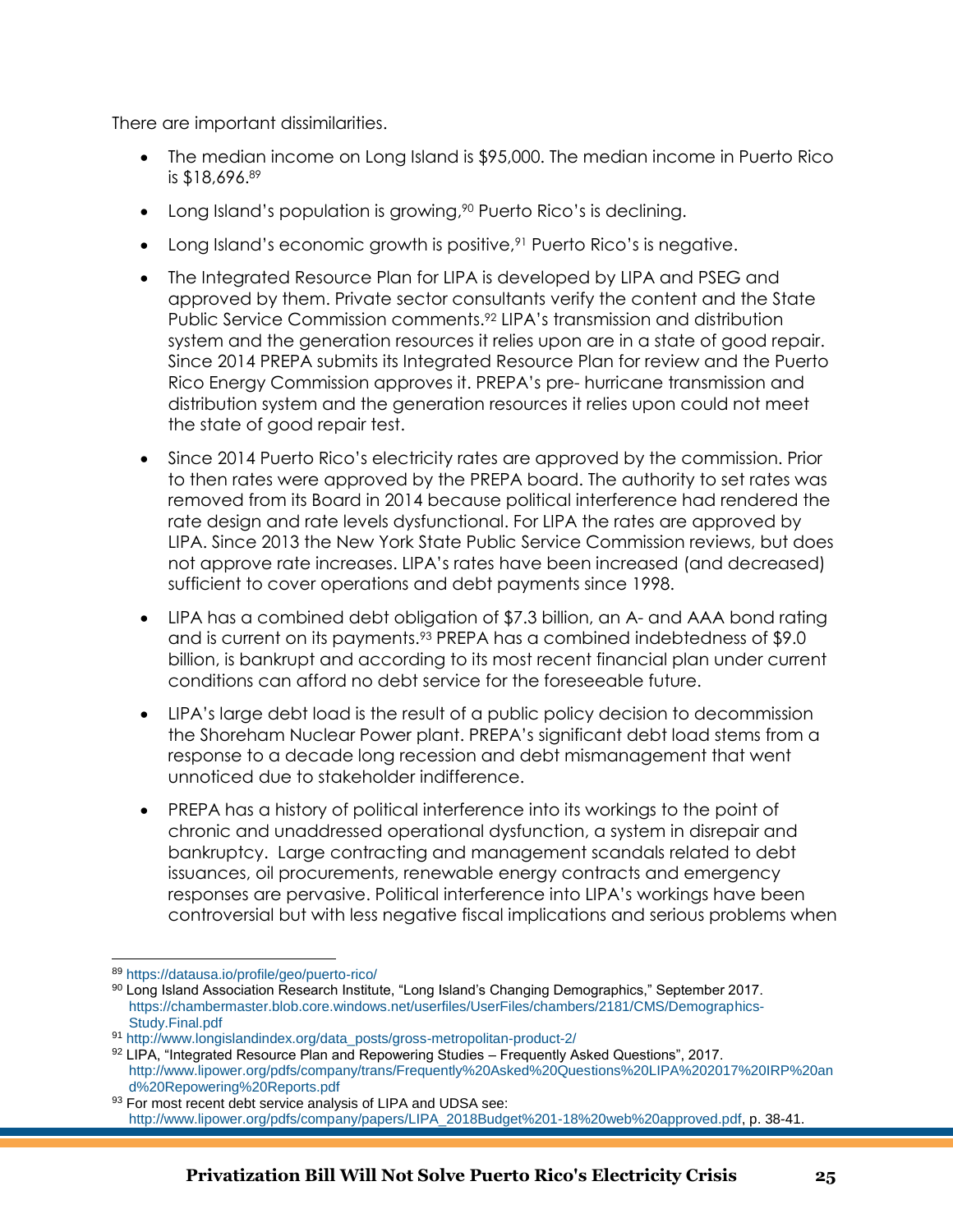There are important dissimilarities.

- The median income on Long Island is $95,000. The median income in Puerto Rico is $18,696.[89]
- Long Island's population is growing,[90] Puerto Rico's is declining.
- Long Island's economic growth is positive,[91] Puerto Rico's is negative.
- The Integrated Resource Plan for LIPA is developed by LIPA and PSEG and approved by them. Private sector consultants verify the content and the State Public Service Commission comments.[92] LIPA's transmission and distribution system and the generation resources it relies upon are in a state of good repair. Since 2014 PREPA submits its Integrated Resource Plan for review and the Puerto Rico Energy Commission approves it. PREPA's pre- hurricane transmission and distribution system and the generation resources it relies upon could not meet the state of good repair test.
- Since 2014 Puerto Rico's electricity rates are approved by the commission. Prior to then rates were approved by the PREPA board. The authority to set rates was removed from its Board in 2014 because political interference had rendered the rate design and rate levels dysfunctional. For LIPA the rates are approved by LIPA. Since 2013 the New York State Public Service Commission reviews, but does not approve rate increases. LIPA's rates have been increased (and decreased) sufficient to cover operations and debt payments since 1998.
- LIPA has a combined debt obligation of $7.3 billion, an A- and AAA bond rating and is current on its payments.[93] PREPA has a combined indebtedness of $9.0 billion, is bankrupt and according to its most recent financial plan under current conditions can afford no debt service for the foreseeable future.
- LIPA's large debt load is the result of a public policy decision to decommission the Shoreham Nuclear Power plant. PREPA's significant debt load stems from a response to a decade long recession and debt mismanagement that went unnoticed due to stakeholder indifference.
- PREPA has a history of political interference into its workings to the point of chronic and unaddressed operational dysfunction, a system in disrepair and bankruptcy. Large contracting and management scandals related to debt issuances, oil procurements, renewable energy contracts and emergency responses are pervasive. Political interference into LIPA's workings have been controversial but with less negative fiscal implications and serious problems when

---

[89] https://datausa.io/profile/geo/puerto-rico/

[90] Long Island Association Research Institute, "Long Island's Changing Demographics," September 2017. https://chambermaster.blob.core.windows.net/userfiles/UserFiles/chambers/2181/CMS/Demographics-Study.Final.pdf

[91] http://www.longislandindex.org/data_posts/gross-metropolitan-product-2/

[92] LIPA, "Integrated Resource Plan and Repowering Studies – Frequently Asked Questions", 2017. http://www.lipower.org/pdfs/company/trans/Frequently%20Asked%20Questions%20LIPA%202017%20IRP%20and%20Repowering%20Reports.pdf

[93] For most recent debt service analysis of LIPA and UDSA see: http://www.lipower.org/pdfs/company/papers/LIPA_2018Budget%201-18%20web%20approved.pdf, p. 38-41.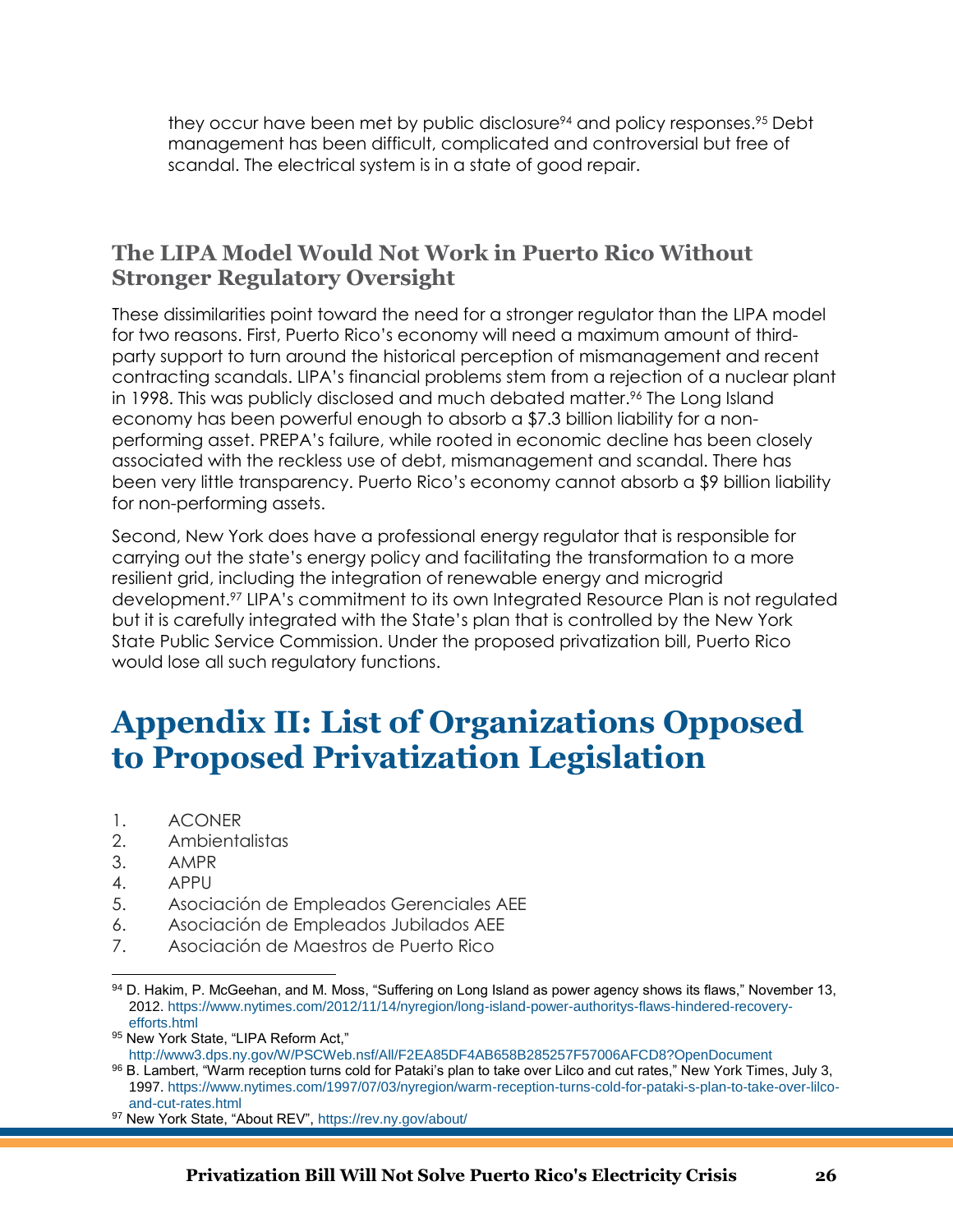they occur have been met by public disclosure[94] and policy responses.[95] Debt management has been difficult, complicated and controversial but free of scandal. The electrical system is in a state of good repair.

## The LIPA Model Would Not Work in Puerto Rico Without Stronger Regulatory Oversight

These dissimilarities point toward the need for a stronger regulator than the LIPA model for two reasons. First, Puerto Rico's economy will need a maximum amount of third-party support to turn around the historical perception of mismanagement and recent contracting scandals. LIPA's financial problems stem from a rejection of a nuclear plant in 1998. This was publicly disclosed and much debated matter.[96] The Long Island economy has been powerful enough to absorb a $7.3 billion liability for a non-performing asset. PREPA's failure, while rooted in economic decline has been closely associated with the reckless use of debt, mismanagement and scandal. There has been very little transparency. Puerto Rico's economy cannot absorb a $9 billion liability for non-performing assets.

Second, New York does have a professional energy regulator that is responsible for carrying out the state's energy policy and facilitating the transformation to a more resilient grid, including the integration of renewable energy and microgrid development.[97] LIPA's commitment to its own Integrated Resource Plan is not regulated but it is carefully integrated with the State's plan that is controlled by the New York State Public Service Commission. Under the proposed privatization bill, Puerto Rico would lose all such regulatory functions.

# Appendix II: List of Organizations Opposed to Proposed Privatization Legislation

1. ACONER
2. Ambientalistas
3. AMPR
4. APPU
5. Asociación de Empleados Gerenciales AEE
6. Asociación de Empleados Jubilados AEE
7. Asociación de Maestros de Puerto Rico

---

[94] D. Hakim, P. McGeehan, and M. Moss, "Suffering on Long Island as power agency shows its flaws," November 13, 2012. https://www.nytimes.com/2012/11/14/nyregion/long-island-power-authoritys-flaws-hindered-recovery-efforts.html

[95] New York State, "LIPA Reform Act," http://www3.dps.ny.gov/W/PSCWeb.nsf/All/F2EA85DF4AB658B285257F57006AFCD8?OpenDocument

[96] B. Lambert, "Warm reception turns cold for Pataki's plan to take over Lilco and cut rates," New York Times, July 3, 1997. https://www.nytimes.com/1997/07/03/nyregion/warm-reception-turns-cold-for-pataki-s-plan-to-take-over-lilco-and-cut-rates.html

[97] New York State, "About REV", https://rev.ny.gov/about/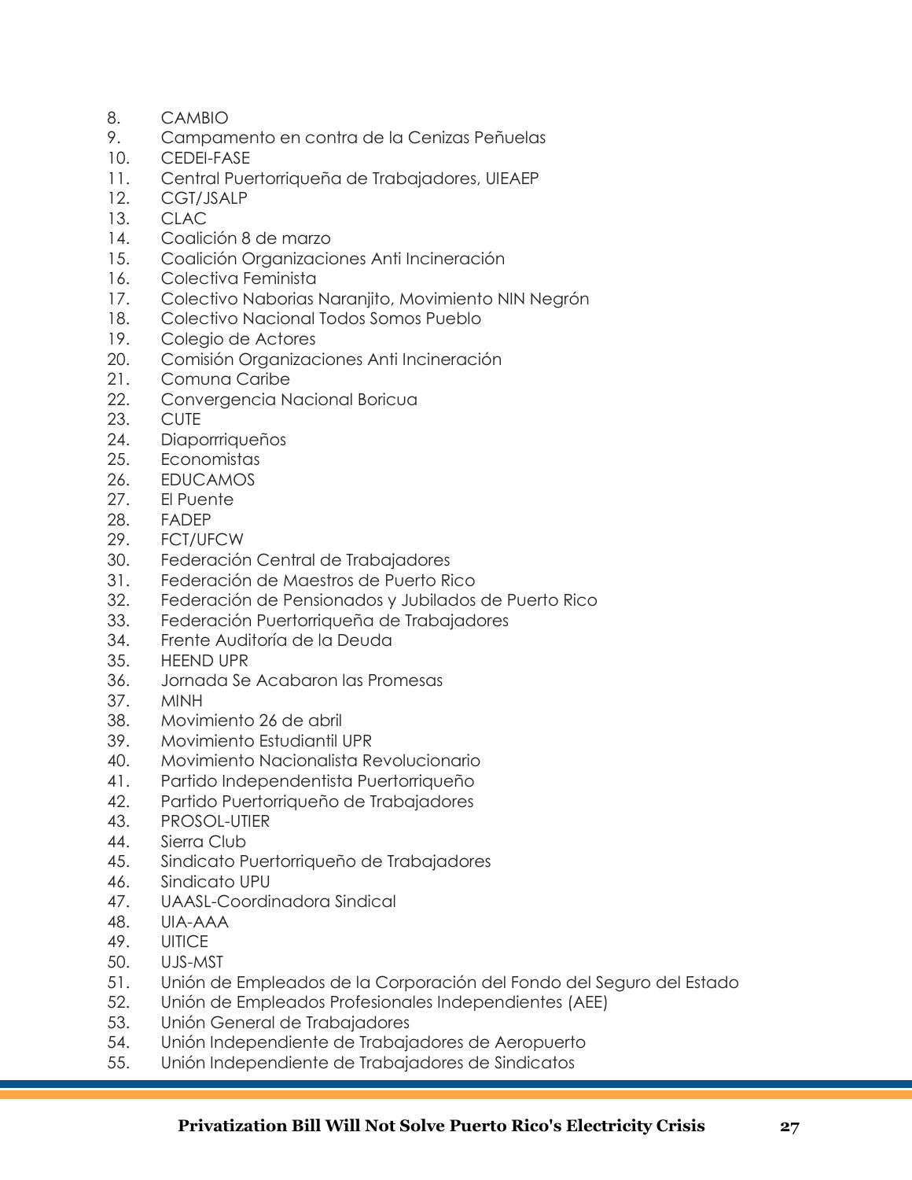8. CAMBIO
9. Campamento en contra de la Cenizas Peñuelas
10. CEDEI-FASE
11. Central Puertorriqueña de Trabajadores, UIEAEP
12. CGT/JSALP
13. CLAC
14. Coalición 8 de marzo
15. Coalición Organizaciones Anti Incineración
16. Colectiva Feminista
17. Colectivo Naborias Naranjito, Movimiento NIN Negrón
18. Colectivo Nacional Todos Somos Pueblo
19. Colegio de Actores
20. Comisión Organizaciones Anti Incineración
21. Comuna Caribe
22. Convergencia Nacional Boricua
23. CUTE
24. Diaporrriqueños
25. Economistas
26. EDUCAMOS
27. El Puente
28. FADEP
29. FCT/UFCW
30. Federación Central de Trabajadores
31. Federación de Maestros de Puerto Rico
32. Federación de Pensionados y Jubilados de Puerto Rico
33. Federación Puertorriqueña de Trabajadores
34. Frente Auditoría de la Deuda
35. HEEND UPR
36. Jornada Se Acabaron las Promesas
37. MINH
38. Movimiento 26 de abril
39. Movimiento Estudiantil UPR
40. Movimiento Nacionalista Revolucionario
41. Partido Independentista Puertorriqueño
42. Partido Puertorriqueño de Trabajadores
43. PROSOL-UTIER
44. Sierra Club
45. Sindicato Puertorriqueño de Trabajadores
46. Sindicato UPU
47. UAASL-Coordinadora Sindical
48. UIA-AAA
49. UITICE
50. UJS-MST
51. Unión de Empleados de la Corporación del Fondo del Seguro del Estado
52. Unión de Empleados Profesionales Independientes (AEE)
53. Unión General de Trabajadores
54. Unión Independiente de Trabajadores de Aeropuerto
55. Unión Independiente de Trabajadores de Sindicatos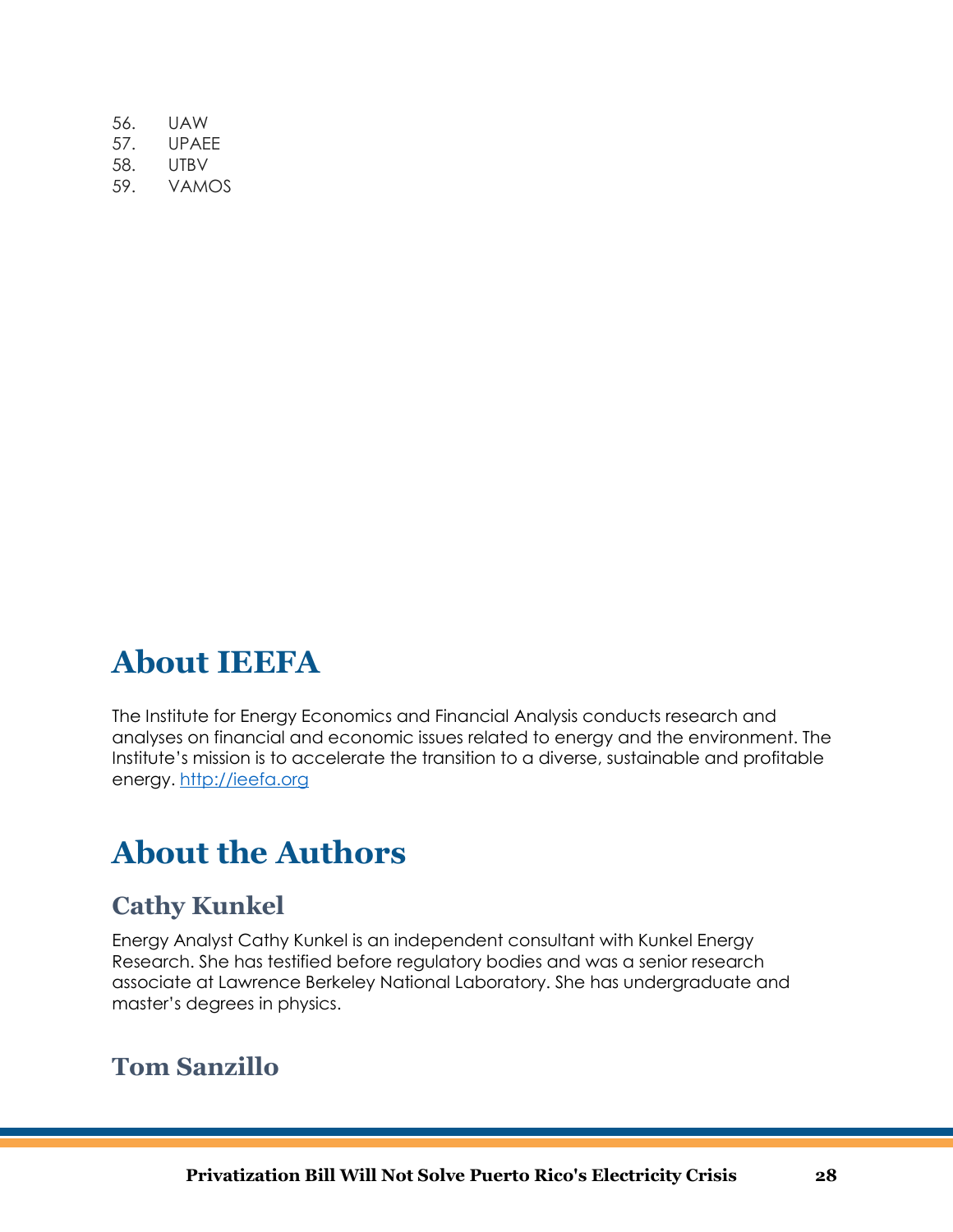56. UAW
57. UPAEE
58. UTBV
59. VAMOS

# About IEEFA

The Institute for Energy Economics and Financial Analysis conducts research and analyses on financial and economic issues related to energy and the environment. The Institute's mission is to accelerate the transition to a diverse, sustainable and profitable energy. http://ieefa.org

# About the Authors

## Cathy Kunkel

Energy Analyst Cathy Kunkel is an independent consultant with Kunkel Energy Research. She has testified before regulatory bodies and was a senior research associate at Lawrence Berkeley National Laboratory. She has undergraduate and master's degrees in physics.

## Tom Sanzillo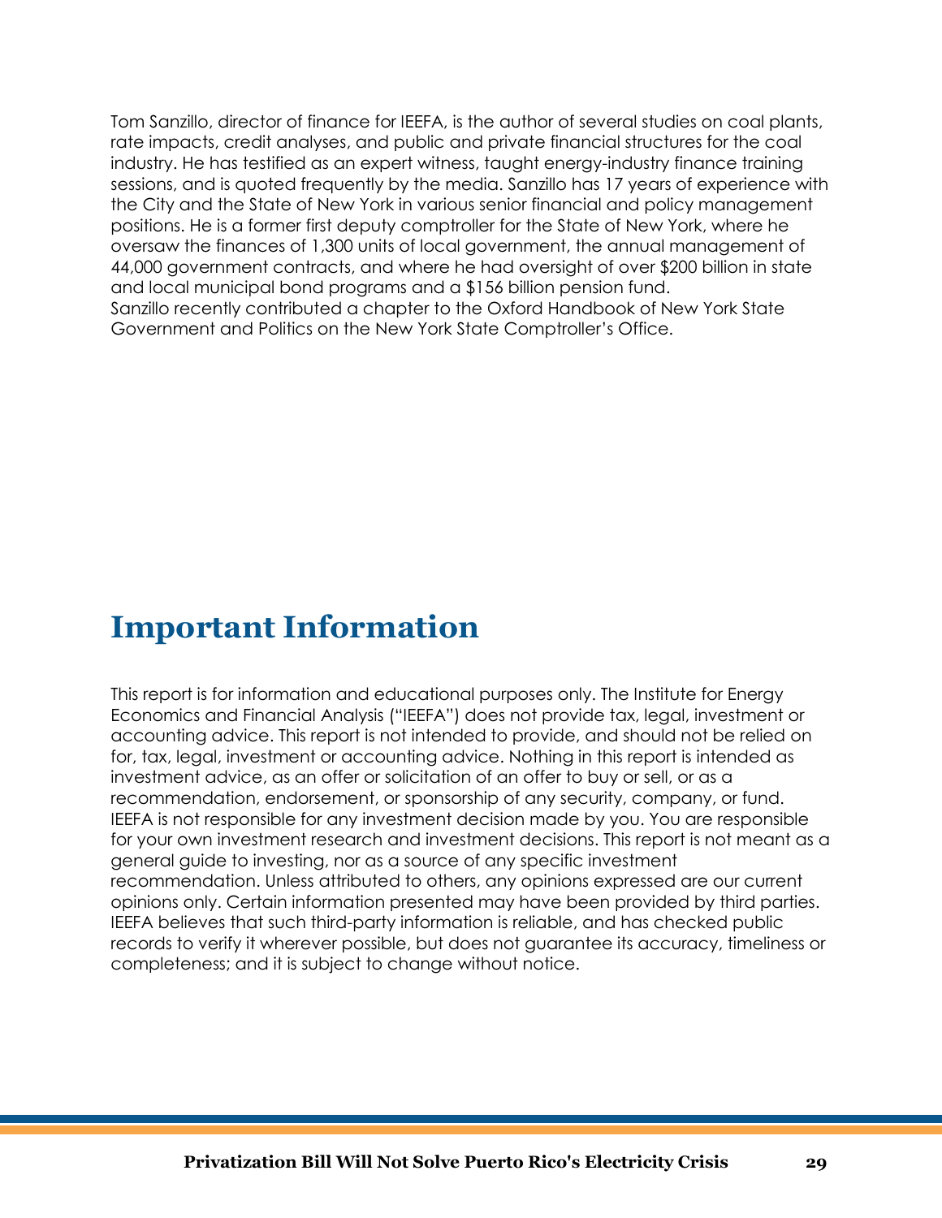Tom Sanzillo, director of finance for IEEFA, is the author of several studies on coal plants, rate impacts, credit analyses, and public and private financial structures for the coal industry. He has testified as an expert witness, taught energy-industry finance training sessions, and is quoted frequently by the media. Sanzillo has 17 years of experience with the City and the State of New York in various senior financial and policy management positions. He is a former first deputy comptroller for the State of New York, where he oversaw the finances of 1,300 units of local government, the annual management of 44,000 government contracts, and where he had oversight of over $200 billion in state and local municipal bond programs and a $156 billion pension fund.
Sanzillo recently contributed a chapter to the Oxford Handbook of New York State Government and Politics on the New York State Comptroller's Office.

# Important Information

This report is for information and educational purposes only. The Institute for Energy Economics and Financial Analysis ("IEEFA") does not provide tax, legal, investment or accounting advice. This report is not intended to provide, and should not be relied on for, tax, legal, investment or accounting advice. Nothing in this report is intended as investment advice, as an offer or solicitation of an offer to buy or sell, or as a recommendation, endorsement, or sponsorship of any security, company, or fund. IEEFA is not responsible for any investment decision made by you. You are responsible for your own investment research and investment decisions. This report is not meant as a general guide to investing, nor as a source of any specific investment recommendation. Unless attributed to others, any opinions expressed are our current opinions only. Certain information presented may have been provided by third parties. IEEFA believes that such third-party information is reliable, and has checked public records to verify it wherever possible, but does not guarantee its accuracy, timeliness or completeness; and it is subject to change without notice.